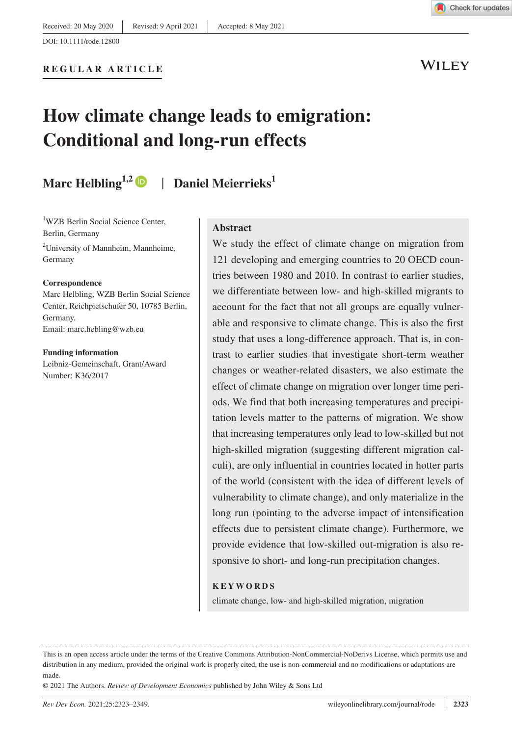Received: 20 May 2020 | Revised: 9 April 2021 | Accepted: 8 May 2021

DOI: 10.1111/rode.12800

**REGULAR ARTICLE**

# How climate change leads to emigration: Conditional and long-run effects

**Marc Helbling**[1,2] | **Daniel Meierrieks**[1]

[1]WZB Berlin Social Science Center, Berlin, Germany

[2]University of Mannheim, Mannheime, Germany

**Correspondence**
Marc Helbling, WZB Berlin Social Science Center, Reichpietschufer 50, 10785 Berlin, Germany.
Email: marc.hebling@wzb.eu

**Funding information**
Leibniz-Gemeinschaft, Grant/Award Number: K36/2017

## Abstract

We study the effect of climate change on migration from 121 developing and emerging countries to 20 OECD countries between 1980 and 2010. In contrast to earlier studies, we differentiate between low- and high-skilled migrants to account for the fact that not all groups are equally vulnerable and responsive to climate change. This is also the first study that uses a long-difference approach. That is, in contrast to earlier studies that investigate short-term weather changes or weather-related disasters, we also estimate the effect of climate change on migration over longer time periods. We find that both increasing temperatures and precipitation levels matter to the patterns of migration. We show that increasing temperatures only lead to low-skilled but not high-skilled migration (suggesting different migration calculi), are only influential in countries located in hotter parts of the world (consistent with the idea of different levels of vulnerability to climate change), and only materialize in the long run (pointing to the adverse impact of intensification effects due to persistent climate change). Furthermore, we provide evidence that low-skilled out-migration is also responsive to short- and long-run precipitation changes.

**KEYWORDS**

climate change, low- and high-skilled migration, migration

---

This is an open access article under the terms of the Creative Commons Attribution-NonCommercial-NoDerivs License, which permits use and distribution in any medium, provided the original work is properly cited, the use is non-commercial and no modifications or adaptations are made.

© 2021 The Authors. *Review of Development Economics* published by John Wiley & Sons Ltd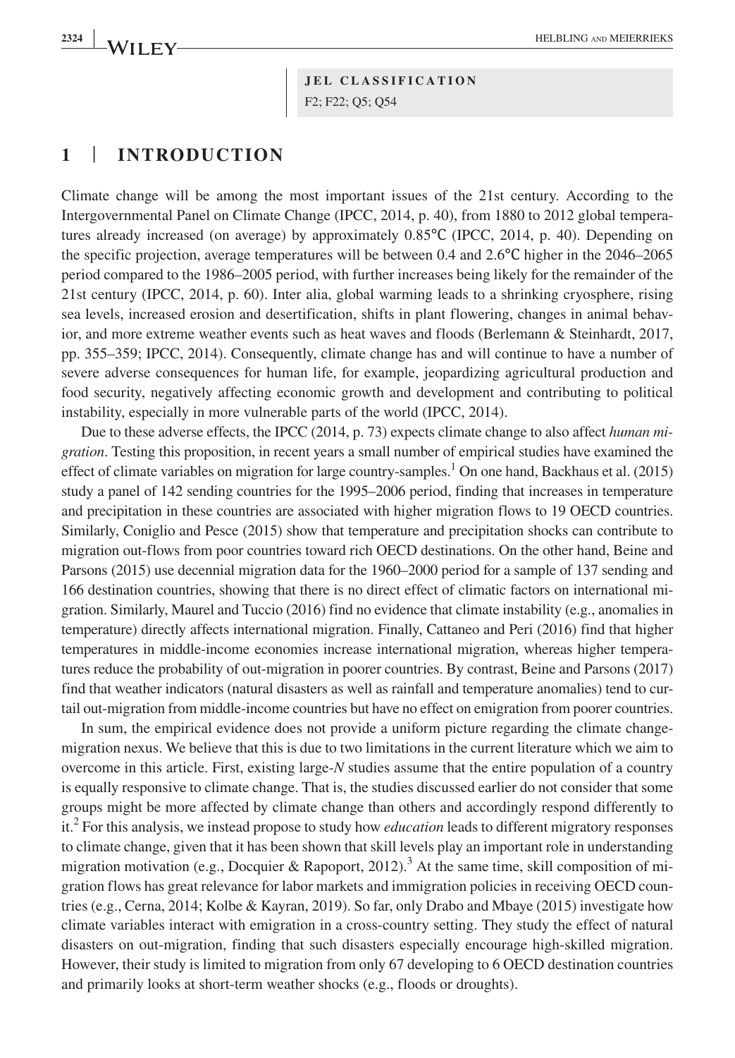**JEL CLASSIFICATION**

F2; F22; Q5; Q54

## 1 | INTRODUCTION

Climate change will be among the most important issues of the 21st century. According to the Intergovernmental Panel on Climate Change (IPCC, 2014, p. 40), from 1880 to 2012 global temperatures already increased (on average) by approximately 0.85°C (IPCC, 2014, p. 40). Depending on the specific projection, average temperatures will be between 0.4 and 2.6°C higher in the 2046–2065 period compared to the 1986–2005 period, with further increases being likely for the remainder of the 21st century (IPCC, 2014, p. 60). Inter alia, global warming leads to a shrinking cryosphere, rising sea levels, increased erosion and desertification, shifts in plant flowering, changes in animal behavior, and more extreme weather events such as heat waves and floods (Berlemann & Steinhardt, 2017, pp. 355–359; IPCC, 2014). Consequently, climate change has and will continue to have a number of severe adverse consequences for human life, for example, jeopardizing agricultural production and food security, negatively affecting economic growth and development and contributing to political instability, especially in more vulnerable parts of the world (IPCC, 2014).

Due to these adverse effects, the IPCC (2014, p. 73) expects climate change to also affect *human migration*. Testing this proposition, in recent years a small number of empirical studies have examined the effect of climate variables on migration for large country-samples.[1] On one hand, Backhaus et al. (2015) study a panel of 142 sending countries for the 1995–2006 period, finding that increases in temperature and precipitation in these countries are associated with higher migration flows to 19 OECD countries. Similarly, Coniglio and Pesce (2015) show that temperature and precipitation shocks can contribute to migration out-flows from poor countries toward rich OECD destinations. On the other hand, Beine and Parsons (2015) use decennial migration data for the 1960–2000 period for a sample of 137 sending and 166 destination countries, showing that there is no direct effect of climatic factors on international migration. Similarly, Maurel and Tuccio (2016) find no evidence that climate instability (e.g., anomalies in temperature) directly affects international migration. Finally, Cattaneo and Peri (2016) find that higher temperatures in middle-income economies increase international migration, whereas higher temperatures reduce the probability of out-migration in poorer countries. By contrast, Beine and Parsons (2017) find that weather indicators (natural disasters as well as rainfall and temperature anomalies) tend to curtail out-migration from middle-income countries but have no effect on emigration from poorer countries.

In sum, the empirical evidence does not provide a uniform picture regarding the climate change-migration nexus. We believe that this is due to two limitations in the current literature which we aim to overcome in this article. First, existing large-*N* studies assume that the entire population of a country is equally responsive to climate change. That is, the studies discussed earlier do not consider that some groups might be more affected by climate change than others and accordingly respond differently to it.[2] For this analysis, we instead propose to study how *education* leads to different migratory responses to climate change, given that it has been shown that skill levels play an important role in understanding migration motivation (e.g., Docquier & Rapoport, 2012).[3] At the same time, skill composition of migration flows has great relevance for labor markets and immigration policies in receiving OECD countries (e.g., Cerna, 2014; Kolbe & Kayran, 2019). So far, only Drabo and Mbaye (2015) investigate how climate variables interact with emigration in a cross-country setting. They study the effect of natural disasters on out-migration, finding that such disasters especially encourage high-skilled migration. However, their study is limited to migration from only 67 developing to 6 OECD destination countries and primarily looks at short-term weather shocks (e.g., floods or droughts).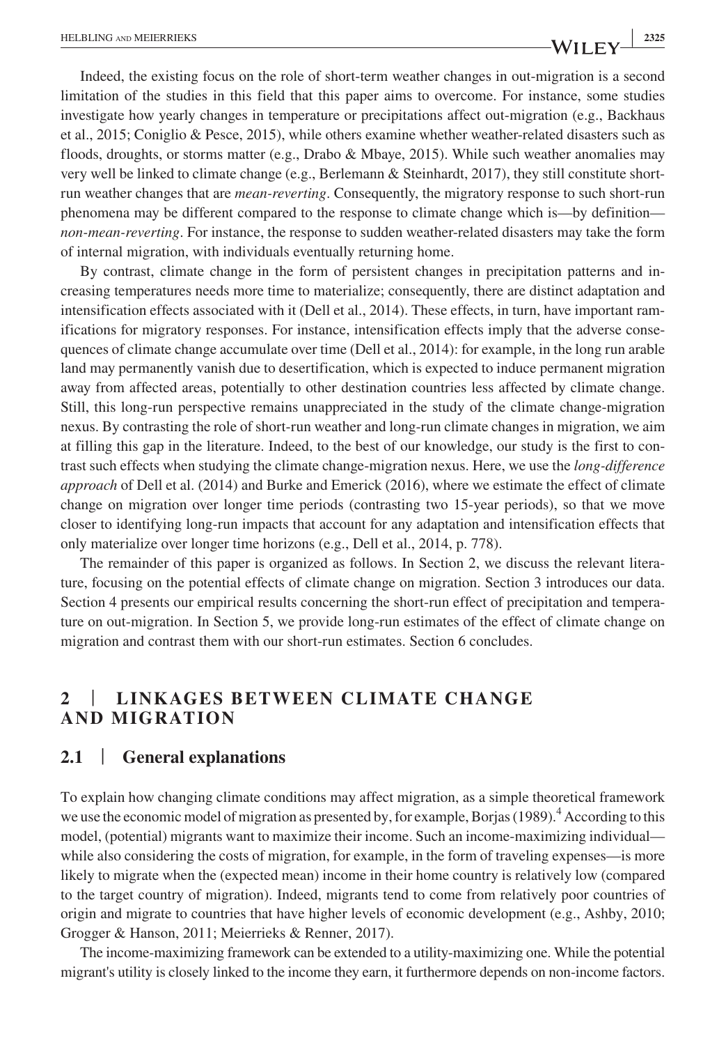Indeed, the existing focus on the role of short-term weather changes in out-migration is a second limitation of the studies in this field that this paper aims to overcome. For instance, some studies investigate how yearly changes in temperature or precipitations affect out-migration (e.g., Backhaus et al., 2015; Coniglio & Pesce, 2015), while others examine whether weather-related disasters such as floods, droughts, or storms matter (e.g., Drabo & Mbaye, 2015). While such weather anomalies may very well be linked to climate change (e.g., Berlemann & Steinhardt, 2017), they still constitute short-run weather changes that are *mean-reverting*. Consequently, the migratory response to such short-run phenomena may be different compared to the response to climate change which is—by definition—*non-mean-reverting*. For instance, the response to sudden weather-related disasters may take the form of internal migration, with individuals eventually returning home.

By contrast, climate change in the form of persistent changes in precipitation patterns and increasing temperatures needs more time to materialize; consequently, there are distinct adaptation and intensification effects associated with it (Dell et al., 2014). These effects, in turn, have important ramifications for migratory responses. For instance, intensification effects imply that the adverse consequences of climate change accumulate over time (Dell et al., 2014): for example, in the long run arable land may permanently vanish due to desertification, which is expected to induce permanent migration away from affected areas, potentially to other destination countries less affected by climate change. Still, this long-run perspective remains unappreciated in the study of the climate change-migration nexus. By contrasting the role of short-run weather and long-run climate changes in migration, we aim at filling this gap in the literature. Indeed, to the best of our knowledge, our study is the first to contrast such effects when studying the climate change-migration nexus. Here, we use the *long-difference approach* of Dell et al. (2014) and Burke and Emerick (2016), where we estimate the effect of climate change on migration over longer time periods (contrasting two 15-year periods), so that we move closer to identifying long-run impacts that account for any adaptation and intensification effects that only materialize over longer time horizons (e.g., Dell et al., 2014, p. 778).

The remainder of this paper is organized as follows. In Section 2, we discuss the relevant literature, focusing on the potential effects of climate change on migration. Section 3 introduces our data. Section 4 presents our empirical results concerning the short-run effect of precipitation and temperature on out-migration. In Section 5, we provide long-run estimates of the effect of climate change on migration and contrast them with our short-run estimates. Section 6 concludes.

## 2 | LINKAGES BETWEEN CLIMATE CHANGE AND MIGRATION

### 2.1 | General explanations

To explain how changing climate conditions may affect migration, as a simple theoretical framework we use the economic model of migration as presented by, for example, Borjas (1989).[4] According to this model, (potential) migrants want to maximize their income. Such an income-maximizing individual—while also considering the costs of migration, for example, in the form of traveling expenses—is more likely to migrate when the (expected mean) income in their home country is relatively low (compared to the target country of migration). Indeed, migrants tend to come from relatively poor countries of origin and migrate to countries that have higher levels of economic development (e.g., Ashby, 2010; Grogger & Hanson, 2011; Meierrieks & Renner, 2017).

The income-maximizing framework can be extended to a utility-maximizing one. While the potential migrant's utility is closely linked to the income they earn, it furthermore depends on non-income factors.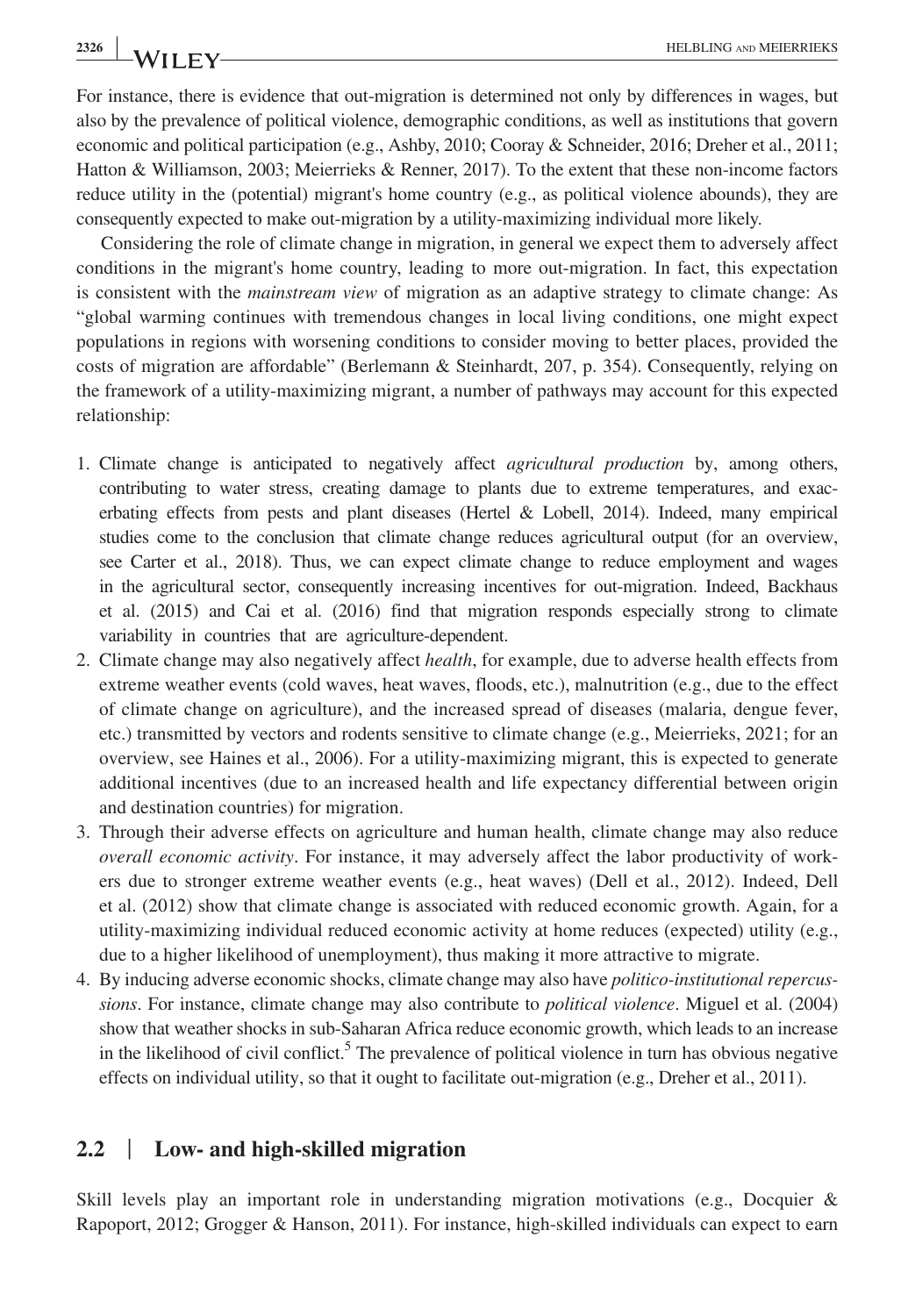For instance, there is evidence that out-migration is determined not only by differences in wages, but also by the prevalence of political violence, demographic conditions, as well as institutions that govern economic and political participation (e.g., Ashby, 2010; Cooray & Schneider, 2016; Dreher et al., 2011; Hatton & Williamson, 2003; Meierrieks & Renner, 2017). To the extent that these non-income factors reduce utility in the (potential) migrant's home country (e.g., as political violence abounds), they are consequently expected to make out-migration by a utility-maximizing individual more likely.

Considering the role of climate change in migration, in general we expect them to adversely affect conditions in the migrant's home country, leading to more out-migration. In fact, this expectation is consistent with the *mainstream view* of migration as an adaptive strategy to climate change: As "global warming continues with tremendous changes in local living conditions, one might expect populations in regions with worsening conditions to consider moving to better places, provided the costs of migration are affordable" (Berlemann & Steinhardt, 207, p. 354). Consequently, relying on the framework of a utility-maximizing migrant, a number of pathways may account for this expected relationship:

1. Climate change is anticipated to negatively affect *agricultural production* by, among others, contributing to water stress, creating damage to plants due to extreme temperatures, and exacerbating effects from pests and plant diseases (Hertel & Lobell, 2014). Indeed, many empirical studies come to the conclusion that climate change reduces agricultural output (for an overview, see Carter et al., 2018). Thus, we can expect climate change to reduce employment and wages in the agricultural sector, consequently increasing incentives for out-migration. Indeed, Backhaus et al. (2015) and Cai et al. (2016) find that migration responds especially strong to climate variability in countries that are agriculture-dependent.
2. Climate change may also negatively affect *health*, for example, due to adverse health effects from extreme weather events (cold waves, heat waves, floods, etc.), malnutrition (e.g., due to the effect of climate change on agriculture), and the increased spread of diseases (malaria, dengue fever, etc.) transmitted by vectors and rodents sensitive to climate change (e.g., Meierrieks, 2021; for an overview, see Haines et al., 2006). For a utility-maximizing migrant, this is expected to generate additional incentives (due to an increased health and life expectancy differential between origin and destination countries) for migration.
3. Through their adverse effects on agriculture and human health, climate change may also reduce *overall economic activity*. For instance, it may adversely affect the labor productivity of workers due to stronger extreme weather events (e.g., heat waves) (Dell et al., 2012). Indeed, Dell et al. (2012) show that climate change is associated with reduced economic growth. Again, for a utility-maximizing individual reduced economic activity at home reduces (expected) utility (e.g., due to a higher likelihood of unemployment), thus making it more attractive to migrate.
4. By inducing adverse economic shocks, climate change may also have *politico-institutional repercussions*. For instance, climate change may also contribute to *political violence*. Miguel et al. (2004) show that weather shocks in sub-Saharan Africa reduce economic growth, which leads to an increase in the likelihood of civil conflict.[5] The prevalence of political violence in turn has obvious negative effects on individual utility, so that it ought to facilitate out-migration (e.g., Dreher et al., 2011).

## 2.2 | Low- and high-skilled migration

Skill levels play an important role in understanding migration motivations (e.g., Docquier & Rapoport, 2012; Grogger & Hanson, 2011). For instance, high-skilled individuals can expect to earn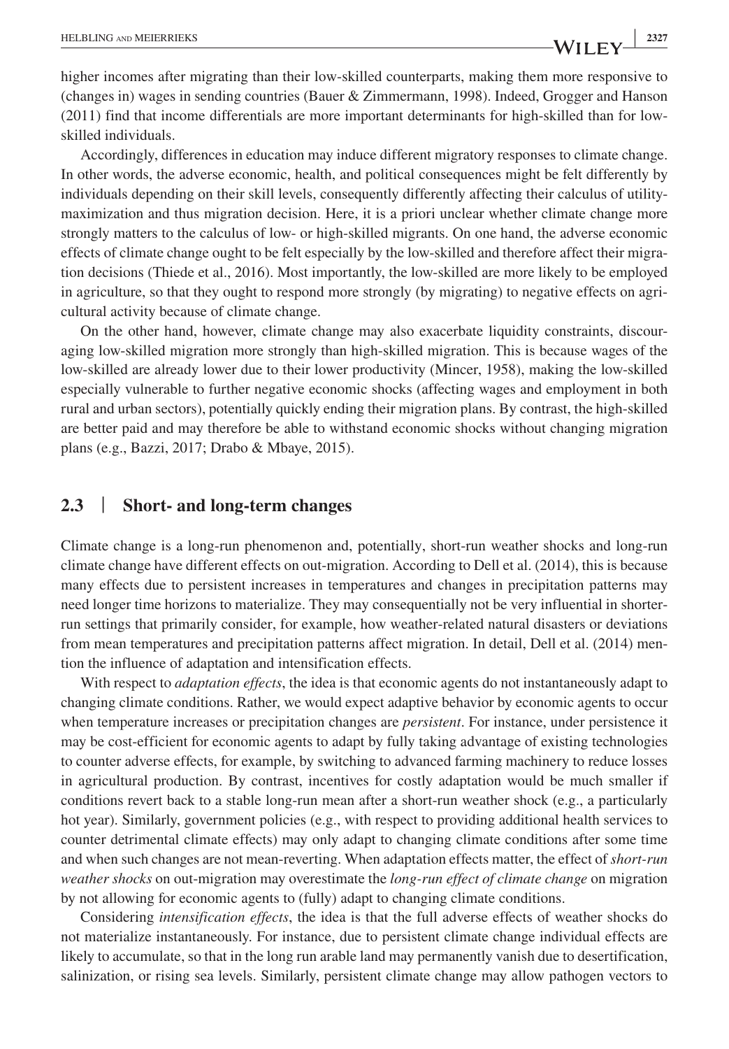higher incomes after migrating than their low-skilled counterparts, making them more responsive to (changes in) wages in sending countries (Bauer & Zimmermann, 1998). Indeed, Grogger and Hanson (2011) find that income differentials are more important determinants for high-skilled than for low-skilled individuals.

Accordingly, differences in education may induce different migratory responses to climate change. In other words, the adverse economic, health, and political consequences might be felt differently by individuals depending on their skill levels, consequently differently affecting their calculus of utility-maximization and thus migration decision. Here, it is a priori unclear whether climate change more strongly matters to the calculus of low- or high-skilled migrants. On one hand, the adverse economic effects of climate change ought to be felt especially by the low-skilled and therefore affect their migration decisions (Thiede et al., 2016). Most importantly, the low-skilled are more likely to be employed in agriculture, so that they ought to respond more strongly (by migrating) to negative effects on agricultural activity because of climate change.

On the other hand, however, climate change may also exacerbate liquidity constraints, discouraging low-skilled migration more strongly than high-skilled migration. This is because wages of the low-skilled are already lower due to their lower productivity (Mincer, 1958), making the low-skilled especially vulnerable to further negative economic shocks (affecting wages and employment in both rural and urban sectors), potentially quickly ending their migration plans. By contrast, the high-skilled are better paid and may therefore be able to withstand economic shocks without changing migration plans (e.g., Bazzi, 2017; Drabo & Mbaye, 2015).

## 2.3 | Short- and long-term changes

Climate change is a long-run phenomenon and, potentially, short-run weather shocks and long-run climate change have different effects on out-migration. According to Dell et al. (2014), this is because many effects due to persistent increases in temperatures and changes in precipitation patterns may need longer time horizons to materialize. They may consequentially not be very influential in shorter-run settings that primarily consider, for example, how weather-related natural disasters or deviations from mean temperatures and precipitation patterns affect migration. In detail, Dell et al. (2014) mention the influence of adaptation and intensification effects.

With respect to *adaptation effects*, the idea is that economic agents do not instantaneously adapt to changing climate conditions. Rather, we would expect adaptive behavior by economic agents to occur when temperature increases or precipitation changes are *persistent*. For instance, under persistence it may be cost-efficient for economic agents to adapt by fully taking advantage of existing technologies to counter adverse effects, for example, by switching to advanced farming machinery to reduce losses in agricultural production. By contrast, incentives for costly adaptation would be much smaller if conditions revert back to a stable long-run mean after a short-run weather shock (e.g., a particularly hot year). Similarly, government policies (e.g., with respect to providing additional health services to counter detrimental climate effects) may only adapt to changing climate conditions after some time and when such changes are not mean-reverting. When adaptation effects matter, the effect of *short-run weather shocks* on out-migration may overestimate the *long-run effect of climate change* on migration by not allowing for economic agents to (fully) adapt to changing climate conditions.

Considering *intensification effects*, the idea is that the full adverse effects of weather shocks do not materialize instantaneously. For instance, due to persistent climate change individual effects are likely to accumulate, so that in the long run arable land may permanently vanish due to desertification, salinization, or rising sea levels. Similarly, persistent climate change may allow pathogen vectors to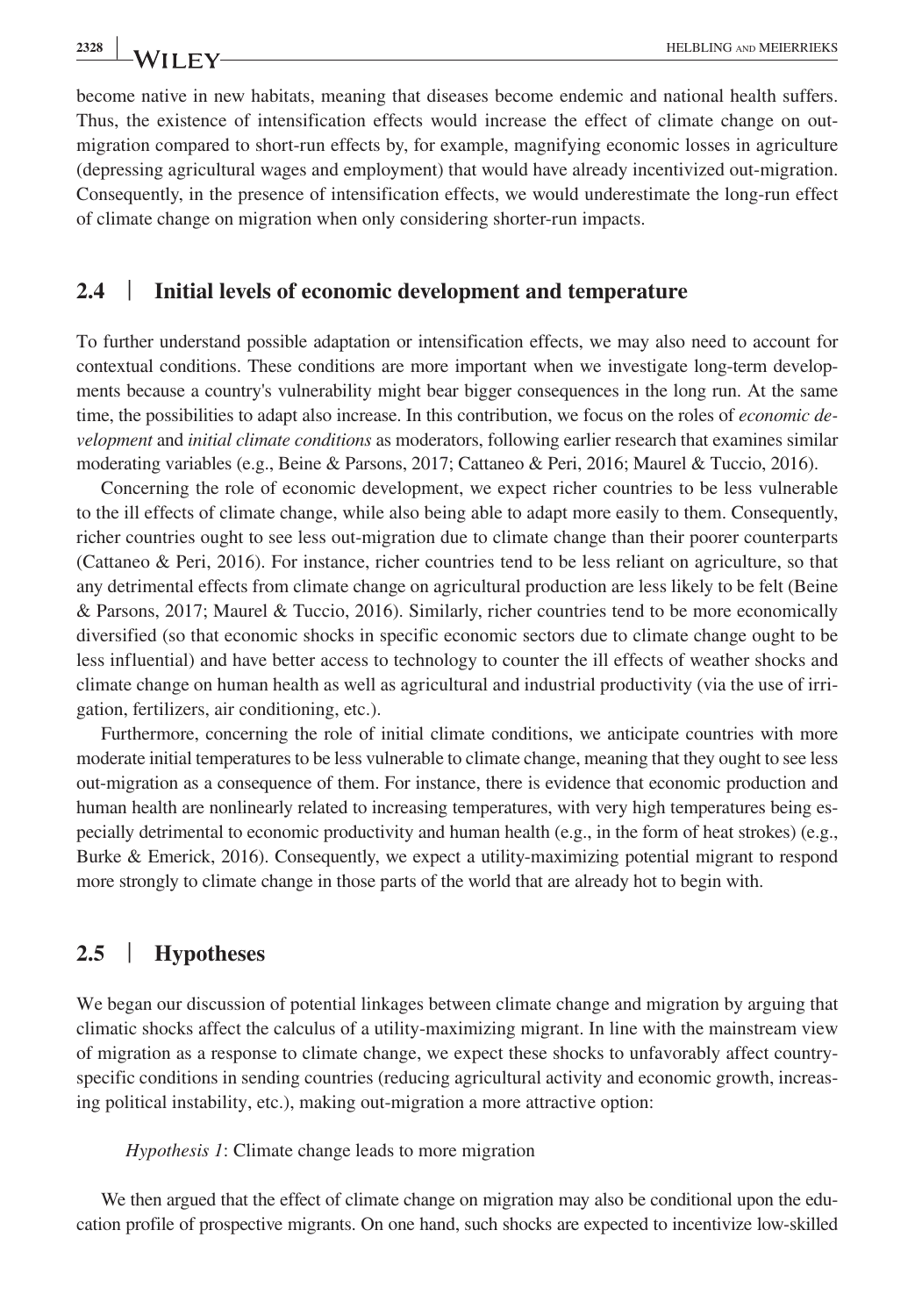become native in new habitats, meaning that diseases become endemic and national health suffers. Thus, the existence of intensification effects would increase the effect of climate change on out-migration compared to short-run effects by, for example, magnifying economic losses in agriculture (depressing agricultural wages and employment) that would have already incentivized out-migration. Consequently, in the presence of intensification effects, we would underestimate the long-run effect of climate change on migration when only considering shorter-run impacts.

## 2.4 | Initial levels of economic development and temperature

To further understand possible adaptation or intensification effects, we may also need to account for contextual conditions. These conditions are more important when we investigate long-term developments because a country's vulnerability might bear bigger consequences in the long run. At the same time, the possibilities to adapt also increase. In this contribution, we focus on the roles of *economic development* and *initial climate conditions* as moderators, following earlier research that examines similar moderating variables (e.g., Beine & Parsons, 2017; Cattaneo & Peri, 2016; Maurel & Tuccio, 2016).

Concerning the role of economic development, we expect richer countries to be less vulnerable to the ill effects of climate change, while also being able to adapt more easily to them. Consequently, richer countries ought to see less out-migration due to climate change than their poorer counterparts (Cattaneo & Peri, 2016). For instance, richer countries tend to be less reliant on agriculture, so that any detrimental effects from climate change on agricultural production are less likely to be felt (Beine & Parsons, 2017; Maurel & Tuccio, 2016). Similarly, richer countries tend to be more economically diversified (so that economic shocks in specific economic sectors due to climate change ought to be less influential) and have better access to technology to counter the ill effects of weather shocks and climate change on human health as well as agricultural and industrial productivity (via the use of irrigation, fertilizers, air conditioning, etc.).

Furthermore, concerning the role of initial climate conditions, we anticipate countries with more moderate initial temperatures to be less vulnerable to climate change, meaning that they ought to see less out-migration as a consequence of them. For instance, there is evidence that economic production and human health are nonlinearly related to increasing temperatures, with very high temperatures being especially detrimental to economic productivity and human health (e.g., in the form of heat strokes) (e.g., Burke & Emerick, 2016). Consequently, we expect a utility-maximizing potential migrant to respond more strongly to climate change in those parts of the world that are already hot to begin with.

## 2.5 | Hypotheses

We began our discussion of potential linkages between climate change and migration by arguing that climatic shocks affect the calculus of a utility-maximizing migrant. In line with the mainstream view of migration as a response to climate change, we expect these shocks to unfavorably affect country-specific conditions in sending countries (reducing agricultural activity and economic growth, increasing political instability, etc.), making out-migration a more attractive option:

*Hypothesis 1*: Climate change leads to more migration

We then argued that the effect of climate change on migration may also be conditional upon the education profile of prospective migrants. On one hand, such shocks are expected to incentivize low-skilled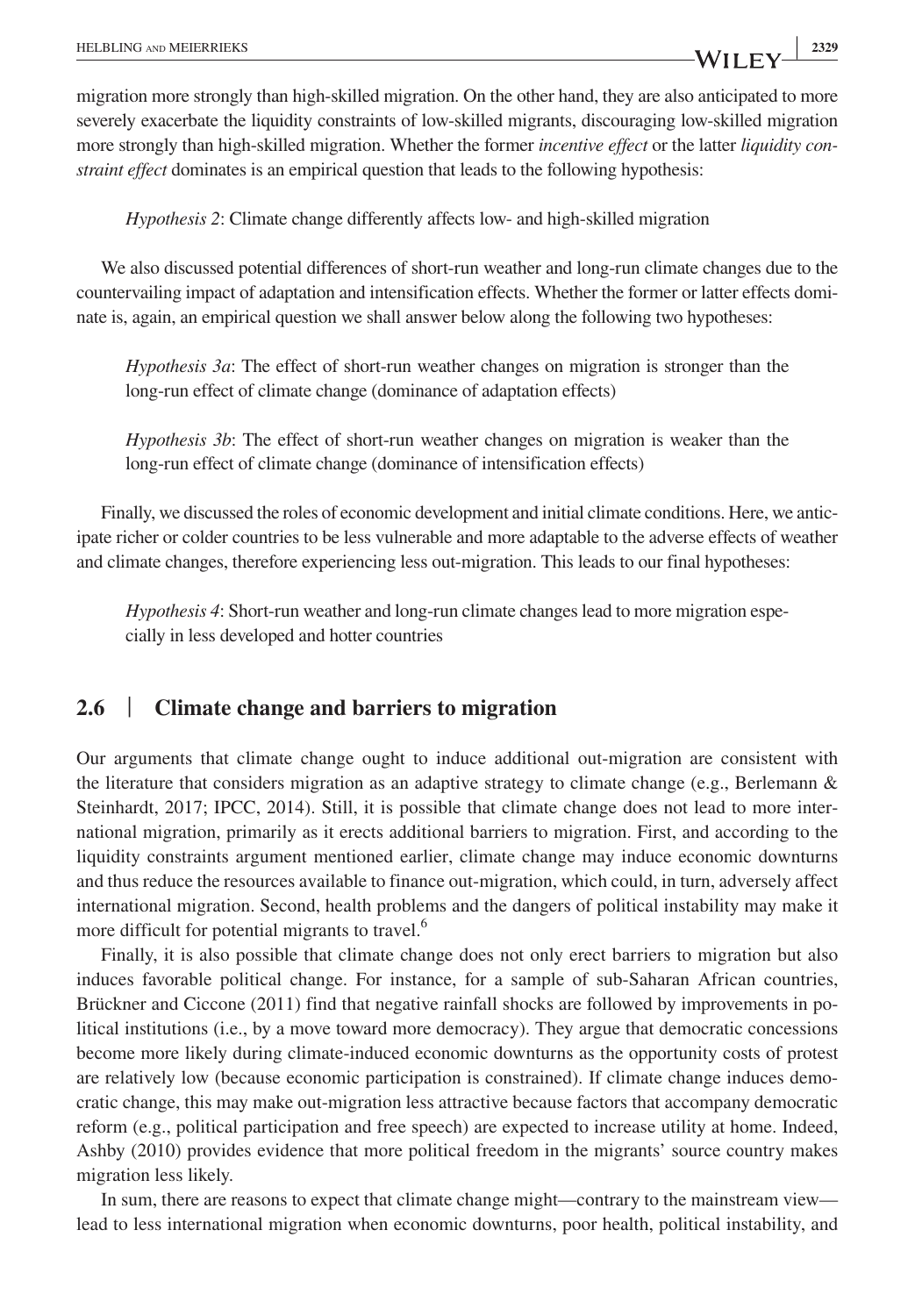migration more strongly than high-skilled migration. On the other hand, they are also anticipated to more severely exacerbate the liquidity constraints of low-skilled migrants, discouraging low-skilled migration more strongly than high-skilled migration. Whether the former *incentive effect* or the latter *liquidity constraint effect* dominates is an empirical question that leads to the following hypothesis:

> *Hypothesis 2*: Climate change differently affects low- and high-skilled migration

We also discussed potential differences of short-run weather and long-run climate changes due to the countervailing impact of adaptation and intensification effects. Whether the former or latter effects dominate is, again, an empirical question we shall answer below along the following two hypotheses:

> *Hypothesis 3a*: The effect of short-run weather changes on migration is stronger than the long-run effect of climate change (dominance of adaptation effects)

> *Hypothesis 3b*: The effect of short-run weather changes on migration is weaker than the long-run effect of climate change (dominance of intensification effects)

Finally, we discussed the roles of economic development and initial climate conditions. Here, we anticipate richer or colder countries to be less vulnerable and more adaptable to the adverse effects of weather and climate changes, therefore experiencing less out-migration. This leads to our final hypotheses:

> *Hypothesis 4*: Short-run weather and long-run climate changes lead to more migration especially in less developed and hotter countries

## 2.6 | Climate change and barriers to migration

Our arguments that climate change ought to induce additional out-migration are consistent with the literature that considers migration as an adaptive strategy to climate change (e.g., Berlemann & Steinhardt, 2017; IPCC, 2014). Still, it is possible that climate change does not lead to more international migration, primarily as it erects additional barriers to migration. First, and according to the liquidity constraints argument mentioned earlier, climate change may induce economic downturns and thus reduce the resources available to finance out-migration, which could, in turn, adversely affect international migration. Second, health problems and the dangers of political instability may make it more difficult for potential migrants to travel.[6]

Finally, it is also possible that climate change does not only erect barriers to migration but also induces favorable political change. For instance, for a sample of sub-Saharan African countries, Brückner and Ciccone (2011) find that negative rainfall shocks are followed by improvements in political institutions (i.e., by a move toward more democracy). They argue that democratic concessions become more likely during climate-induced economic downturns as the opportunity costs of protest are relatively low (because economic participation is constrained). If climate change induces democratic change, this may make out-migration less attractive because factors that accompany democratic reform (e.g., political participation and free speech) are expected to increase utility at home. Indeed, Ashby (2010) provides evidence that more political freedom in the migrants' source country makes migration less likely.

In sum, there are reasons to expect that climate change might—contrary to the mainstream view—lead to less international migration when economic downturns, poor health, political instability, and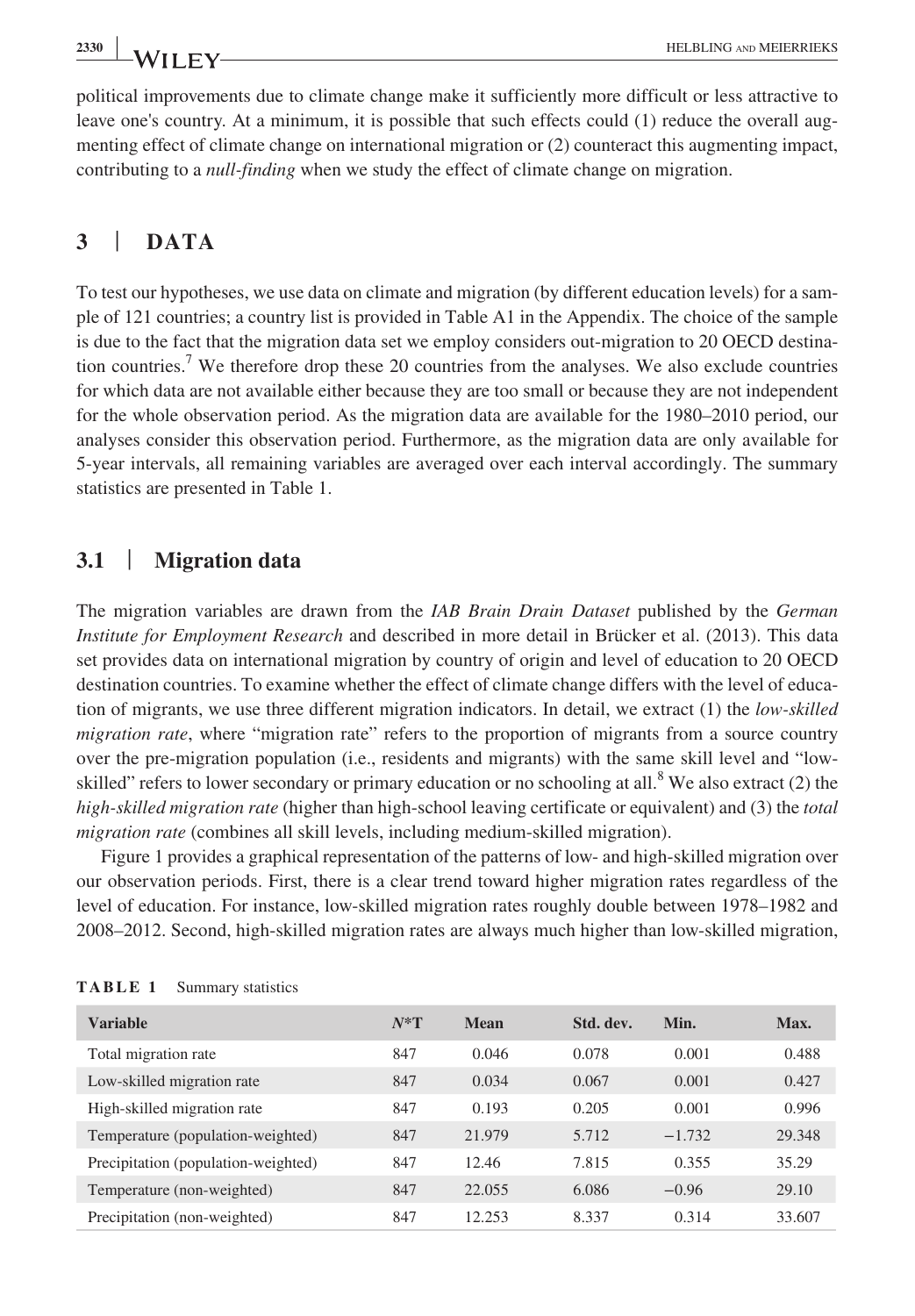political improvements due to climate change make it sufficiently more difficult or less attractive to leave one's country. At a minimum, it is possible that such effects could (1) reduce the overall augmenting effect of climate change on international migration or (2) counteract this augmenting impact, contributing to a *null-finding* when we study the effect of climate change on migration.

## 3 | DATA

To test our hypotheses, we use data on climate and migration (by different education levels) for a sample of 121 countries; a country list is provided in Table A1 in the Appendix. The choice of the sample is due to the fact that the migration data set we employ considers out-migration to 20 OECD destination countries.[7] We therefore drop these 20 countries from the analyses. We also exclude countries for which data are not available either because they are too small or because they are not independent for the whole observation period. As the migration data are available for the 1980–2010 period, our analyses consider this observation period. Furthermore, as the migration data are only available for 5-year intervals, all remaining variables are averaged over each interval accordingly. The summary statistics are presented in Table 1.

### 3.1 | Migration data

The migration variables are drawn from the *IAB Brain Drain Dataset* published by the *German Institute for Employment Research* and described in more detail in Brücker et al. (2013). This data set provides data on international migration by country of origin and level of education to 20 OECD destination countries. To examine whether the effect of climate change differs with the level of education of migrants, we use three different migration indicators. In detail, we extract (1) the *low-skilled migration rate*, where "migration rate" refers to the proportion of migrants from a source country over the pre-migration population (i.e., residents and migrants) with the same skill level and "low-skilled" refers to lower secondary or primary education or no schooling at all.[8] We also extract (2) the *high-skilled migration rate* (higher than high-school leaving certificate or equivalent) and (3) the *total migration rate* (combines all skill levels, including medium-skilled migration).

Figure 1 provides a graphical representation of the patterns of low- and high-skilled migration over our observation periods. First, there is a clear trend toward higher migration rates regardless of the level of education. For instance, low-skilled migration rates roughly double between 1978–1982 and 2008–2012. Second, high-skilled migration rates are always much higher than low-skilled migration,

**TABLE 1** Summary statistics

| Variable | $N$*T | Mean | Std. dev. | Min. | Max. |
|---|---|---|---|---|---|
| Total migration rate | 847 | 0.046 | 0.078 | 0.001 | 0.488 |
| Low-skilled migration rate | 847 | 0.034 | 0.067 | 0.001 | 0.427 |
| High-skilled migration rate | 847 | 0.193 | 0.205 | 0.001 | 0.996 |
| Temperature (population-weighted) | 847 | 21.979 | 5.712 | −1.732 | 29.348 |
| Precipitation (population-weighted) | 847 | 12.46 | 7.815 | 0.355 | 35.29 |
| Temperature (non-weighted) | 847 | 22.055 | 6.086 | −0.96 | 29.10 |
| Precipitation (non-weighted) | 847 | 12.253 | 8.337 | 0.314 | 33.607 |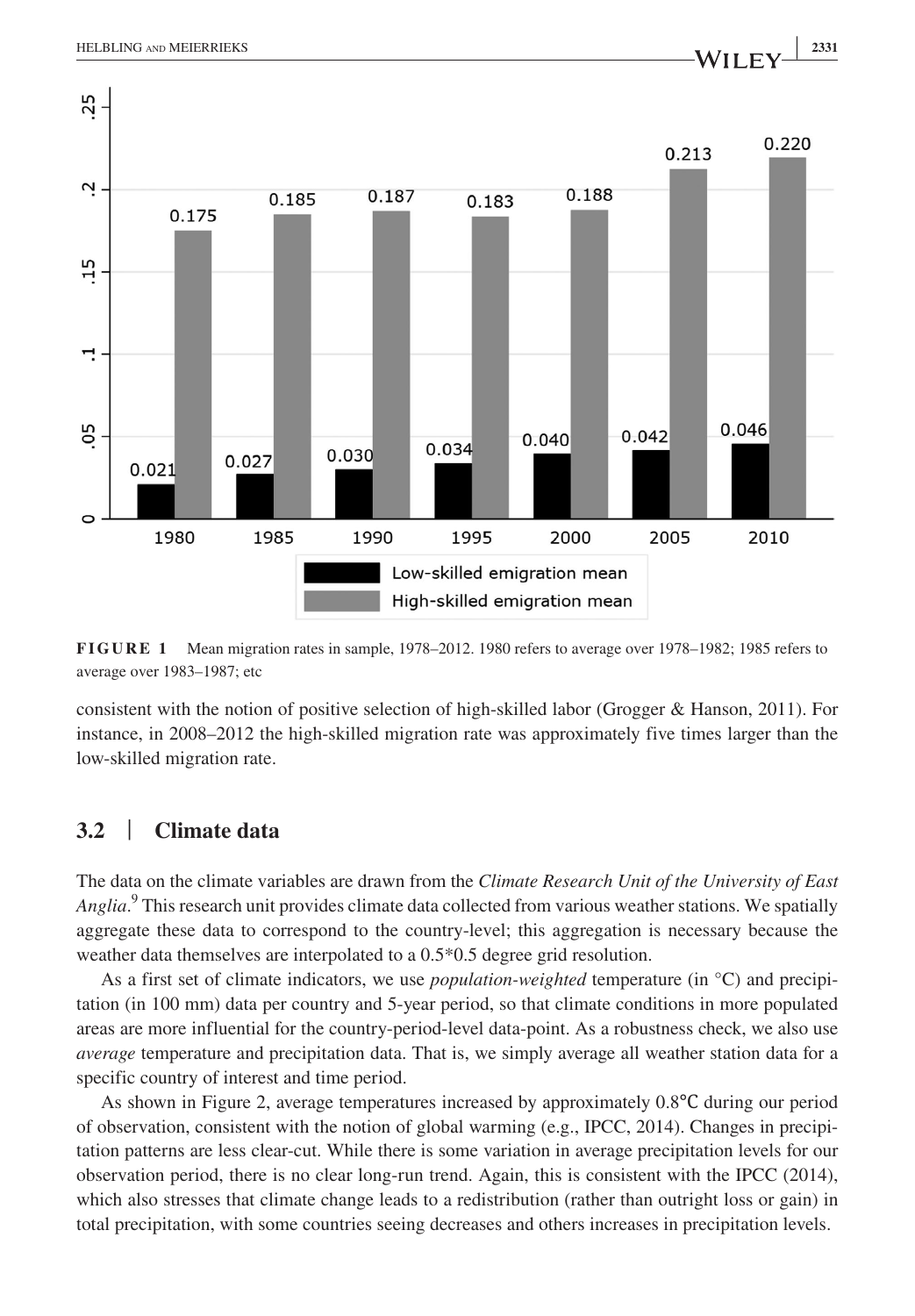**FIGURE 1** Mean migration rates in sample, 1978–2012. 1980 refers to average over 1978–1982; 1985 refers to average over 1983–1987; etc

consistent with the notion of positive selection of high-skilled labor (Grogger & Hanson, 2011). For instance, in 2008–2012 the high-skilled migration rate was approximately five times larger than the low-skilled migration rate.

## 3.2 | Climate data

The data on the climate variables are drawn from the *Climate Research Unit of the University of East Anglia*.[9] This research unit provides climate data collected from various weather stations. We spatially aggregate these data to correspond to the country-level; this aggregation is necessary because the weather data themselves are interpolated to a 0.5*0.5 degree grid resolution.

As a first set of climate indicators, we use *population-weighted* temperature (in °C) and precipitation (in 100 mm) data per country and 5-year period, so that climate conditions in more populated areas are more influential for the country-period-level data-point. As a robustness check, we also use *average* temperature and precipitation data. That is, we simply average all weather station data for a specific country of interest and time period.

As shown in Figure 2, average temperatures increased by approximately 0.8℃ during our period of observation, consistent with the notion of global warming (e.g., IPCC, 2014). Changes in precipitation patterns are less clear-cut. While there is some variation in average precipitation levels for our observation period, there is no clear long-run trend. Again, this is consistent with the IPCC (2014), which also stresses that climate change leads to a redistribution (rather than outright loss or gain) in total precipitation, with some countries seeing decreases and others increases in precipitation levels.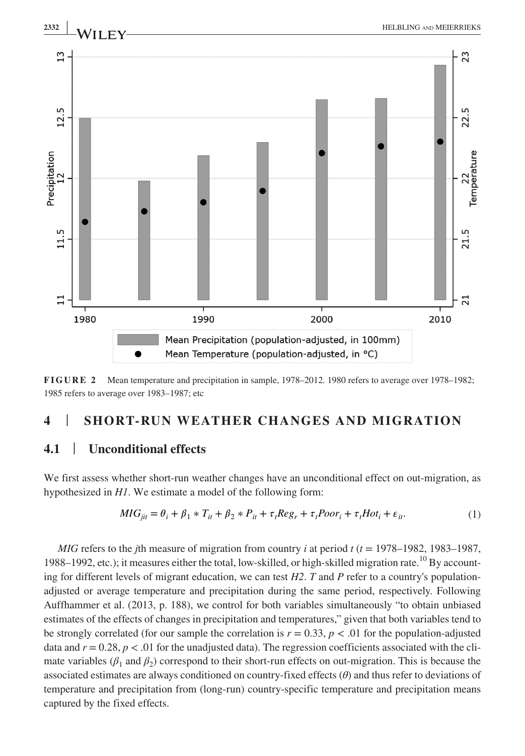**FIGURE 2** Mean temperature and precipitation in sample, 1978–2012. 1980 refers to average over 1978–1982; 1985 refers to average over 1983–1987; etc

## 4 | SHORT-RUN WEATHER CHANGES AND MIGRATION

### 4.1 | Unconditional effects

We first assess whether short-run weather changes have an unconditional effect on out-migration, as hypothesized in *H1*. We estimate a model of the following form:

$$MIG_{jit} = \theta_i + \beta_1 * T_{it} + \beta_2 * P_{it} + \tau_t Reg_r + \tau_t Poor_i + \tau_t Hot_i + \varepsilon_{it}. \tag{1}$$

*MIG* refers to the *j*th measure of migration from country *i* at period *t* (*t* = 1978–1982, 1983–1987, 1988–1992, etc.); it measures either the total, low-skilled, or high-skilled migration rate.[10] By accounting for different levels of migrant education, we can test *H2*. *T* and *P* refer to a country's population-adjusted or average temperature and precipitation during the same period, respectively. Following Auffhammer et al. (2013, p. 188), we control for both variables simultaneously "to obtain unbiased estimates of the effects of changes in precipitation and temperatures," given that both variables tend to be strongly correlated (for our sample the correlation is $r = 0.33$, $p < .01$ for the population-adjusted data and $r = 0.28$, $p < .01$ for the unadjusted data). The regression coefficients associated with the climate variables ($\beta_1$ and $\beta_2$) correspond to their short-run effects on out-migration. This is because the associated estimates are always conditioned on country-fixed effects ($\theta$) and thus refer to deviations of temperature and precipitation from (long-run) country-specific temperature and precipitation means captured by the fixed effects.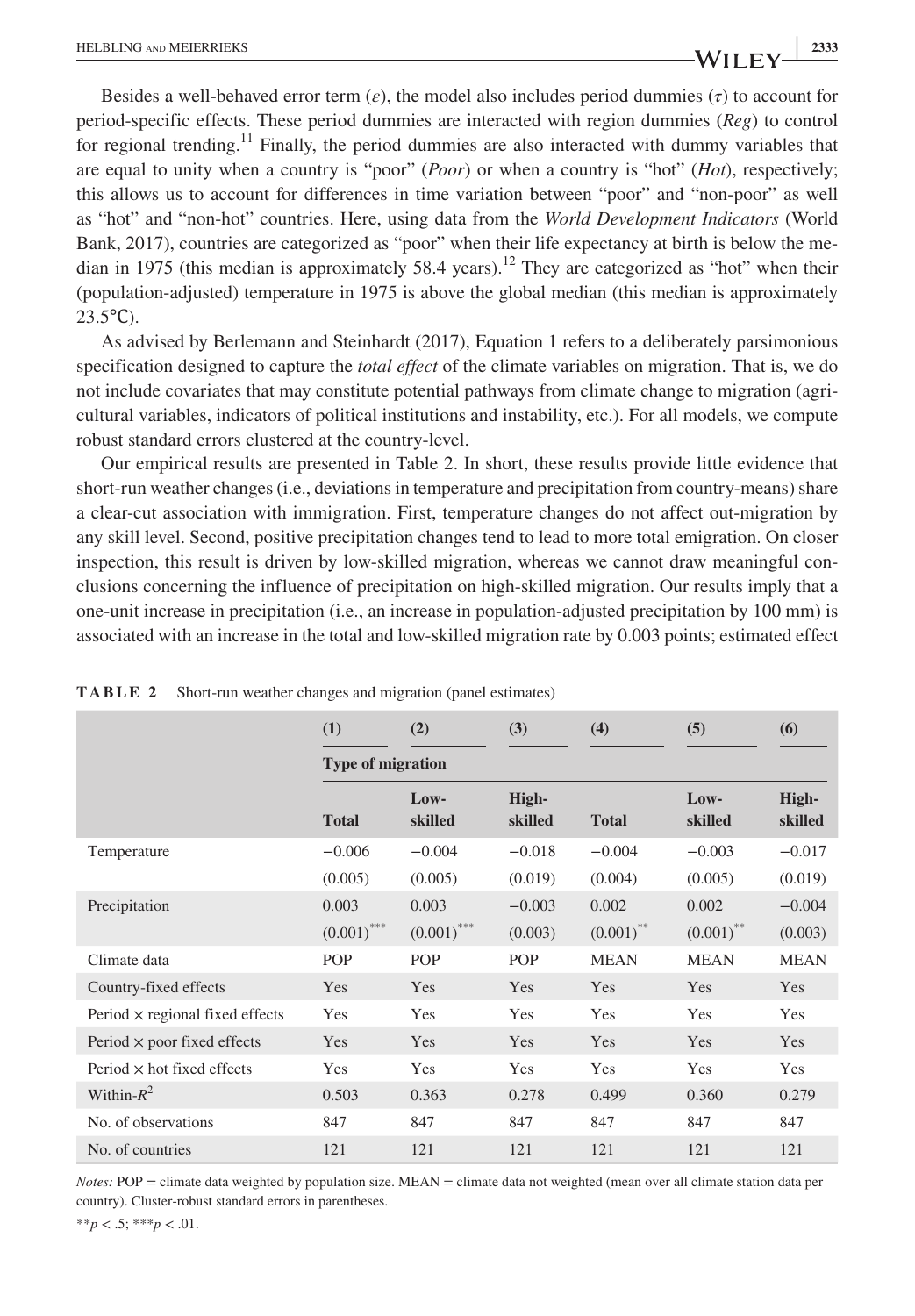Besides a well-behaved error term ($\varepsilon$), the model also includes period dummies ($\tau$) to account for period-specific effects. These period dummies are interacted with region dummies ($Reg$) to control for regional trending.[11] Finally, the period dummies are also interacted with dummy variables that are equal to unity when a country is "poor" ($Poor$) or when a country is "hot" ($Hot$), respectively; this allows us to account for differences in time variation between "poor" and "non-poor" as well as "hot" and "non-hot" countries. Here, using data from the *World Development Indicators* (World Bank, 2017), countries are categorized as "poor" when their life expectancy at birth is below the median in 1975 (this median is approximately 58.4 years).[12] They are categorized as "hot" when their (population-adjusted) temperature in 1975 is above the global median (this median is approximately 23.5°C).

As advised by Berlemann and Steinhardt (2017), Equation 1 refers to a deliberately parsimonious specification designed to capture the *total effect* of the climate variables on migration. That is, we do not include covariates that may constitute potential pathways from climate change to migration (agricultural variables, indicators of political institutions and instability, etc.). For all models, we compute robust standard errors clustered at the country-level.

Our empirical results are presented in Table 2. In short, these results provide little evidence that short-run weather changes (i.e., deviations in temperature and precipitation from country-means) share a clear-cut association with immigration. First, temperature changes do not affect out-migration by any skill level. Second, positive precipitation changes tend to lead to more total emigration. On closer inspection, this result is driven by low-skilled migration, whereas we cannot draw meaningful conclusions concerning the influence of precipitation on high-skilled migration. Our results imply that a one-unit increase in precipitation (i.e., an increase in population-adjusted precipitation by 100 mm) is associated with an increase in the total and low-skilled migration rate by 0.003 points; estimated effect

**TABLE 2** Short-run weather changes and migration (panel estimates)

| | (1) | (2) | (3) | (4) | (5) | (6) |
|---|---|---|---|---|---|---|
| | Type of migration | | | | | |
| | Total | Low-skilled | High-skilled | Total | Low-skilled | High-skilled |
| Temperature | −0.006 | −0.004 | −0.018 | −0.004 | −0.003 | −0.017 |
| | (0.005) | (0.005) | (0.019) | (0.004) | (0.005) | (0.019) |
| Precipitation | 0.003 | 0.003 | −0.003 | 0.002 | 0.002 | −0.004 |
| | (0.001)*** | (0.001)*** | (0.003) | (0.001)** | (0.001)** | (0.003) |
| Climate data | POP | POP | POP | MEAN | MEAN | MEAN |
| Country-fixed effects | Yes | Yes | Yes | Yes | Yes | Yes |
| Period × regional fixed effects | Yes | Yes | Yes | Yes | Yes | Yes |
| Period × poor fixed effects | Yes | Yes | Yes | Yes | Yes | Yes |
| Period × hot fixed effects | Yes | Yes | Yes | Yes | Yes | Yes |
| Within-$R^2$ | 0.503 | 0.363 | 0.278 | 0.499 | 0.360 | 0.279 |
| No. of observations | 847 | 847 | 847 | 847 | 847 | 847 |
| No. of countries | 121 | 121 | 121 | 121 | 121 | 121 |

*Notes:* POP = climate data weighted by population size. MEAN = climate data not weighted (mean over all climate station data per country). Cluster-robust standard errors in parentheses.

$^{**}p < .5$; $^{***}p < .01$.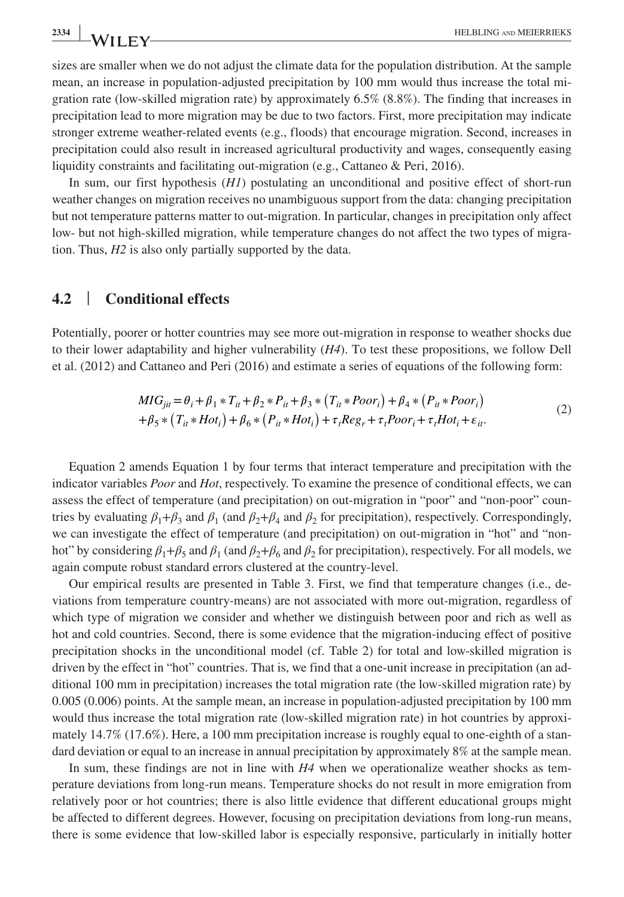sizes are smaller when we do not adjust the climate data for the population distribution. At the sample mean, an increase in population-adjusted precipitation by 100 mm would thus increase the total migration rate (low-skilled migration rate) by approximately 6.5% (8.8%). The finding that increases in precipitation lead to more migration may be due to two factors. First, more precipitation may indicate stronger extreme weather-related events (e.g., floods) that encourage migration. Second, increases in precipitation could also result in increased agricultural productivity and wages, consequently easing liquidity constraints and facilitating out-migration (e.g., Cattaneo & Peri, 2016).

In sum, our first hypothesis (*H1*) postulating an unconditional and positive effect of short-run weather changes on migration receives no unambiguous support from the data: changing precipitation but not temperature patterns matter to out-migration. In particular, changes in precipitation only affect low- but not high-skilled migration, while temperature changes do not affect the two types of migration. Thus, *H2* is also only partially supported by the data.

## 4.2 | Conditional effects

Potentially, poorer or hotter countries may see more out-migration in response to weather shocks due to their lower adaptability and higher vulnerability (*H4*). To test these propositions, we follow Dell et al. (2012) and Cattaneo and Peri (2016) and estimate a series of equations of the following form:

$$MIG_{jit} = \theta_i + \beta_1 * T_{it} + \beta_2 * P_{it} + \beta_3 * (T_{it} * Poor_i) + \beta_4 * (P_{it} * Poor_i) + \beta_5 * (T_{it} * Hot_i) + \beta_6 * (P_{it} * Hot_i) + \tau_t Reg_r + \tau_t Poor_i + \tau_t Hot_i + \varepsilon_{it}. \tag{2}$$

Equation 2 amends Equation 1 by four terms that interact temperature and precipitation with the indicator variables *Poor* and *Hot*, respectively. To examine the presence of conditional effects, we can assess the effect of temperature (and precipitation) on out-migration in "poor" and "non-poor" countries by evaluating $\beta_1+\beta_3$ and $\beta_1$ (and $\beta_2+\beta_4$ and $\beta_2$ for precipitation), respectively. Correspondingly, we can investigate the effect of temperature (and precipitation) on out-migration in "hot" and "non-hot" by considering $\beta_1+\beta_5$ and $\beta_1$ (and $\beta_2+\beta_6$ and $\beta_2$ for precipitation), respectively. For all models, we again compute robust standard errors clustered at the country-level.

Our empirical results are presented in Table 3. First, we find that temperature changes (i.e., deviations from temperature country-means) are not associated with more out-migration, regardless of which type of migration we consider and whether we distinguish between poor and rich as well as hot and cold countries. Second, there is some evidence that the migration-inducing effect of positive precipitation shocks in the unconditional model (cf. Table 2) for total and low-skilled migration is driven by the effect in "hot" countries. That is, we find that a one-unit increase in precipitation (an additional 100 mm in precipitation) increases the total migration rate (the low-skilled migration rate) by 0.005 (0.006) points. At the sample mean, an increase in population-adjusted precipitation by 100 mm would thus increase the total migration rate (low-skilled migration rate) in hot countries by approximately 14.7% (17.6%). Here, a 100 mm precipitation increase is roughly equal to one-eighth of a standard deviation or equal to an increase in annual precipitation by approximately 8% at the sample mean.

In sum, these findings are not in line with *H4* when we operationalize weather shocks as temperature deviations from long-run means. Temperature shocks do not result in more emigration from relatively poor or hot countries; there is also little evidence that different educational groups might be affected to different degrees. However, focusing on precipitation deviations from long-run means, there is some evidence that low-skilled labor is especially responsive, particularly in initially hotter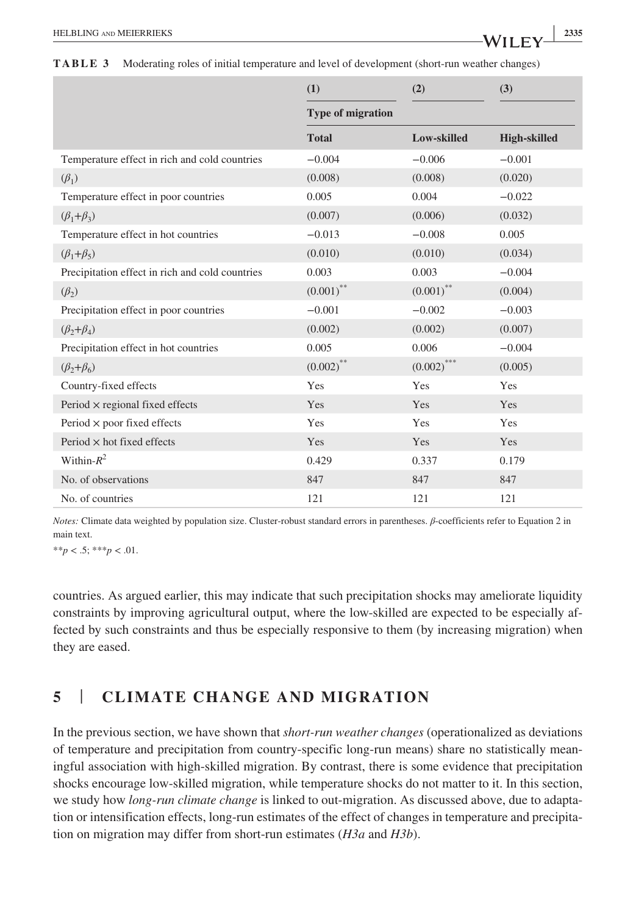**TABLE 3** Moderating roles of initial temperature and level of development (short-run weather changes)

| | (1) | (2) | (3) |
|---|---|---|---|
| | Type of migration | | |
| | **Total** | **Low-skilled** | **High-skilled** |
| Temperature effect in rich and cold countries | −0.004 | −0.006 | −0.001 |
| ($\beta_1$) | (0.008) | (0.008) | (0.020) |
| Temperature effect in poor countries | 0.005 | 0.004 | −0.022 |
| ($\beta_1$+$\beta_3$) | (0.007) | (0.006) | (0.032) |
| Temperature effect in hot countries | −0.013 | −0.008 | 0.005 |
| ($\beta_1$+$\beta_5$) | (0.010) | (0.010) | (0.034) |
| Precipitation effect in rich and cold countries | 0.003 | 0.003 | −0.004 |
| ($\beta_2$) | (0.001)** | (0.001)** | (0.004) |
| Precipitation effect in poor countries | −0.001 | −0.002 | −0.003 |
| ($\beta_2$+$\beta_4$) | (0.002) | (0.002) | (0.007) |
| Precipitation effect in hot countries | 0.005 | 0.006 | −0.004 |
| ($\beta_2$+$\beta_6$) | (0.002)** | (0.002)*** | (0.005) |
| Country-fixed effects | Yes | Yes | Yes |
| Period × regional fixed effects | Yes | Yes | Yes |
| Period × poor fixed effects | Yes | Yes | Yes |
| Period × hot fixed effects | Yes | Yes | Yes |
| Within-$R^2$ | 0.429 | 0.337 | 0.179 |
| No. of observations | 847 | 847 | 847 |
| No. of countries | 121 | 121 | 121 |

*Notes:* Climate data weighted by population size. Cluster-robust standard errors in parentheses. $\beta$-coefficients refer to Equation 2 in main text.

**$p < .5$; ***$p < .01$.

countries. As argued earlier, this may indicate that such precipitation shocks may ameliorate liquidity constraints by improving agricultural output, where the low-skilled are expected to be especially affected by such constraints and thus be especially responsive to them (by increasing migration) when they are eased.

## 5 | CLIMATE CHANGE AND MIGRATION

In the previous section, we have shown that *short-run weather changes* (operationalized as deviations of temperature and precipitation from country-specific long-run means) share no statistically meaningful association with high-skilled migration. By contrast, there is some evidence that precipitation shocks encourage low-skilled migration, while temperature shocks do not matter to it. In this section, we study how *long-run climate change* is linked to out-migration. As discussed above, due to adaptation or intensification effects, long-run estimates of the effect of changes in temperature and precipitation on migration may differ from short-run estimates (*H3a* and *H3b*).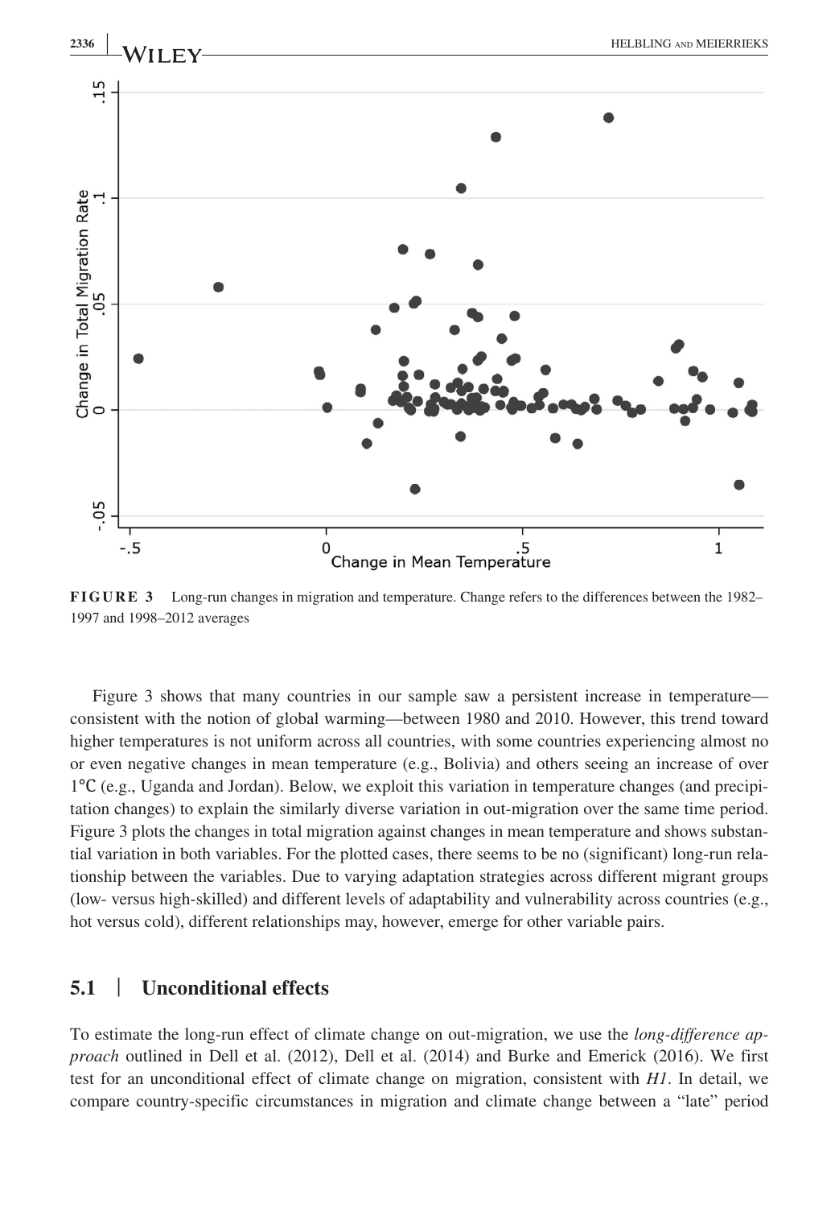**FIGURE 3** Long-run changes in migration and temperature. Change refers to the differences between the 1982–1997 and 1998–2012 averages

Figure 3 shows that many countries in our sample saw a persistent increase in temperature—consistent with the notion of global warming—between 1980 and 2010. However, this trend toward higher temperatures is not uniform across all countries, with some countries experiencing almost no or even negative changes in mean temperature (e.g., Bolivia) and others seeing an increase of over 1°C (e.g., Uganda and Jordan). Below, we exploit this variation in temperature changes (and precipitation changes) to explain the similarly diverse variation in out-migration over the same time period. Figure 3 plots the changes in total migration against changes in mean temperature and shows substantial variation in both variables. For the plotted cases, there seems to be no (significant) long-run relationship between the variables. Due to varying adaptation strategies across different migrant groups (low- versus high-skilled) and different levels of adaptability and vulnerability across countries (e.g., hot versus cold), different relationships may, however, emerge for other variable pairs.

## 5.1 | Unconditional effects

To estimate the long-run effect of climate change on out-migration, we use the *long-difference approach* outlined in Dell et al. (2012), Dell et al. (2014) and Burke and Emerick (2016). We first test for an unconditional effect of climate change on migration, consistent with *H1*. In detail, we compare country-specific circumstances in migration and climate change between a "late" period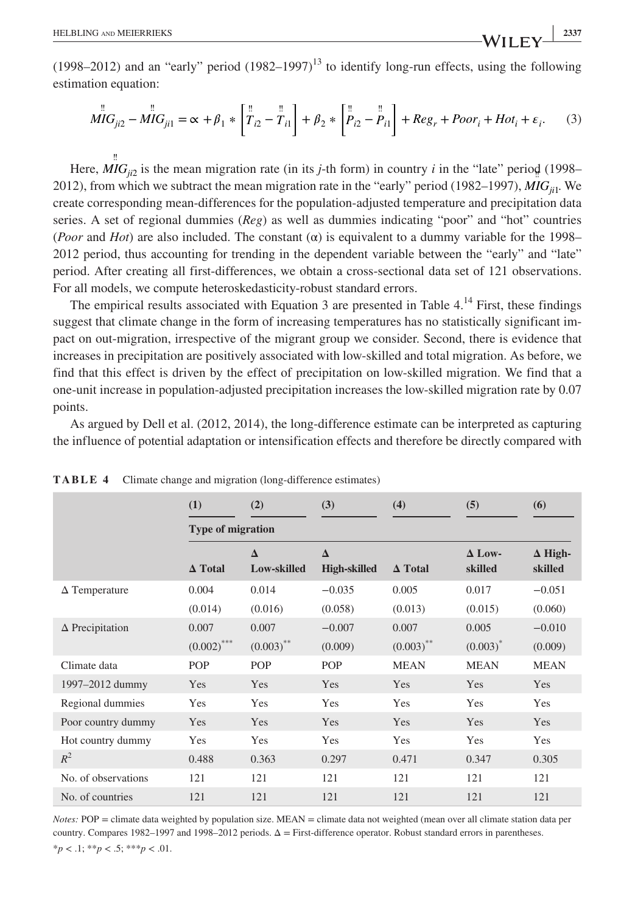(1998–2012) and an "early" period (1982–1997)[13] to identify long-run effects, using the following estimation equation:

$$\ddot{MIG}_{ji2} - \ddot{MIG}_{ji1} = \alpha + \beta_1 * \left[\ddot{T}_{i2} - \ddot{T}_{i1}\right] + \beta_2 * \left[\ddot{P}_{i2} - \ddot{P}_{i1}\right] + Reg_r + Poor_i + Hot_i + \varepsilon_i. \quad (3)$$

Here, $\ddot{MIG}_{ji2}$ is the mean migration rate (in its $j$-th form) in country $i$ in the "late" period (1998–2012), from which we subtract the mean migration rate in the "early" period (1982–1997), $\ddot{MIG}_{ji1}$. We create corresponding mean-differences for the population-adjusted temperature and precipitation data series. A set of regional dummies (*Reg*) as well as dummies indicating "poor" and "hot" countries (*Poor* and *Hot*) are also included. The constant ($\alpha$) is equivalent to a dummy variable for the 1998–2012 period, thus accounting for trending in the dependent variable between the "early" and "late" period. After creating all first-differences, we obtain a cross-sectional data set of 121 observations. For all models, we compute heteroskedasticity-robust standard errors.

The empirical results associated with Equation 3 are presented in Table 4.[14] First, these findings suggest that climate change in the form of increasing temperatures has no statistically significant impact on out-migration, irrespective of the migrant group we consider. Second, there is evidence that increases in precipitation are positively associated with low-skilled and total migration. As before, we find that this effect is driven by the effect of precipitation on low-skilled migration. We find that a one-unit increase in population-adjusted precipitation increases the low-skilled migration rate by 0.07 points.

As argued by Dell et al. (2012, 2014), the long-difference estimate can be interpreted as capturing the influence of potential adaptation or intensification effects and therefore be directly compared with

**TABLE 4** Climate change and migration (long-difference estimates)

| | (1) | (2) | (3) | (4) | (5) | (6) |
|---|---|---|---|---|---|---|
| | Type of migration | | | | | |
| | Δ Total | Δ Low-skilled | Δ High-skilled | Δ Total | Δ Low-skilled | Δ High-skilled |
| Δ Temperature | 0.004 | 0.014 | −0.035 | 0.005 | 0.017 | −0.051 |
| | (0.014) | (0.016) | (0.058) | (0.013) | (0.015) | (0.060) |
| Δ Precipitation | 0.007 | 0.007 | −0.007 | 0.007 | 0.005 | −0.010 |
| | (0.002)*** | (0.003)** | (0.009) | (0.003)** | (0.003)* | (0.009) |
| Climate data | POP | POP | POP | MEAN | MEAN | MEAN |
| 1997–2012 dummy | Yes | Yes | Yes | Yes | Yes | Yes |
| Regional dummies | Yes | Yes | Yes | Yes | Yes | Yes |
| Poor country dummy | Yes | Yes | Yes | Yes | Yes | Yes |
| Hot country dummy | Yes | Yes | Yes | Yes | Yes | Yes |
| $R^2$ | 0.488 | 0.363 | 0.297 | 0.471 | 0.347 | 0.305 |
| No. of observations | 121 | 121 | 121 | 121 | 121 | 121 |
| No. of countries | 121 | 121 | 121 | 121 | 121 | 121 |

*Notes:* POP = climate data weighted by population size. MEAN = climate data not weighted (mean over all climate station data per country. Compares 1982–1997 and 1998–2012 periods. Δ = First-difference operator. Robust standard errors in parentheses.

*$p < .1$; **$p < .5$; ***$p < .01$.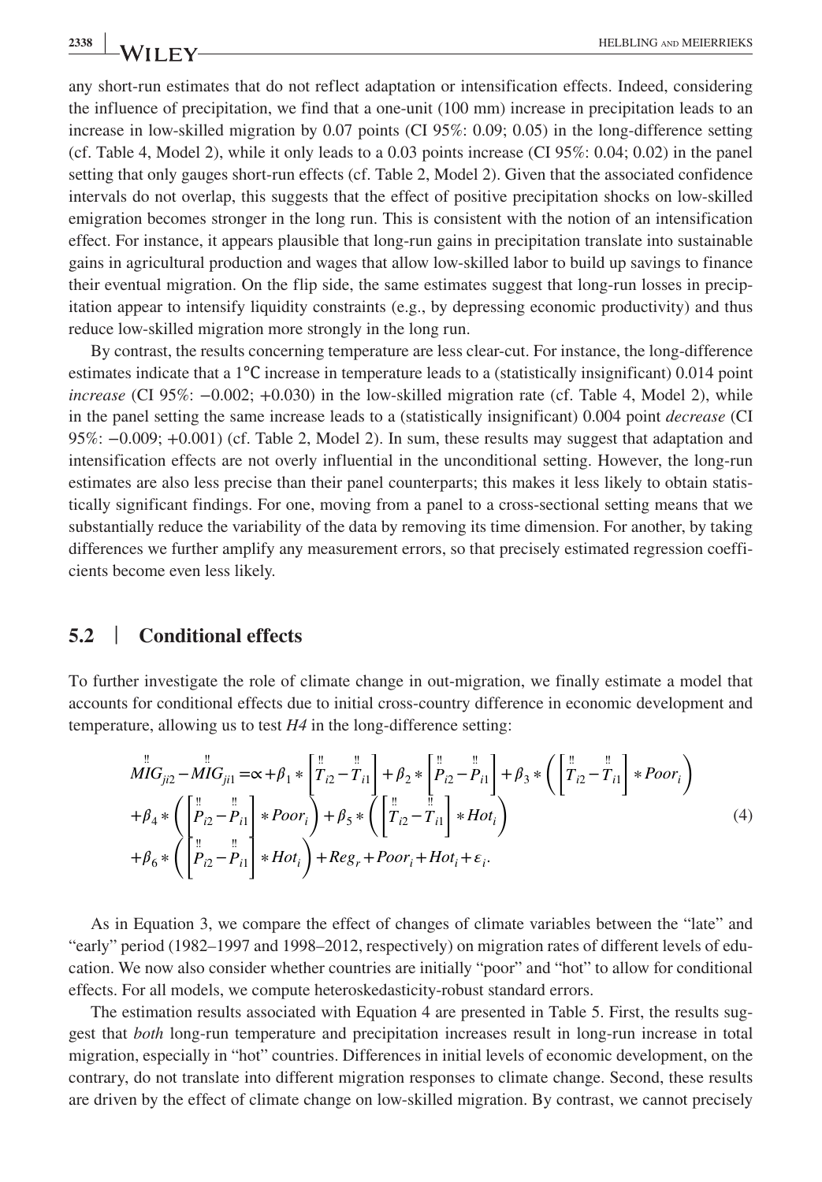any short-run estimates that do not reflect adaptation or intensification effects. Indeed, considering the influence of precipitation, we find that a one-unit (100 mm) increase in precipitation leads to an increase in low-skilled migration by 0.07 points (CI 95%: 0.09; 0.05) in the long-difference setting (cf. Table 4, Model 2), while it only leads to a 0.03 points increase (CI 95%: 0.04; 0.02) in the panel setting that only gauges short-run effects (cf. Table 2, Model 2). Given that the associated confidence intervals do not overlap, this suggests that the effect of positive precipitation shocks on low-skilled emigration becomes stronger in the long run. This is consistent with the notion of an intensification effect. For instance, it appears plausible that long-run gains in precipitation translate into sustainable gains in agricultural production and wages that allow low-skilled labor to build up savings to finance their eventual migration. On the flip side, the same estimates suggest that long-run losses in precipitation appear to intensify liquidity constraints (e.g., by depressing economic productivity) and thus reduce low-skilled migration more strongly in the long run.

By contrast, the results concerning temperature are less clear-cut. For instance, the long-difference estimates indicate that a 1°C increase in temperature leads to a (statistically insignificant) 0.014 point *increase* (CI 95%: −0.002; +0.030) in the low-skilled migration rate (cf. Table 4, Model 2), while in the panel setting the same increase leads to a (statistically insignificant) 0.004 point *decrease* (CI 95%: −0.009; +0.001) (cf. Table 2, Model 2). In sum, these results may suggest that adaptation and intensification effects are not overly influential in the unconditional setting. However, the long-run estimates are also less precise than their panel counterparts; this makes it less likely to obtain statistically significant findings. For one, moving from a panel to a cross-sectional setting means that we substantially reduce the variability of the data by removing its time dimension. For another, by taking differences we further amplify any measurement errors, so that precisely estimated regression coefficients become even less likely.

## 5.2 | Conditional effects

To further investigate the role of climate change in out-migration, we finally estimate a model that accounts for conditional effects due to initial cross-country difference in economic development and temperature, allowing us to test *H4* in the long-difference setting:

$$
\begin{aligned}
\ddot{\ddot{MIG}}_{ji2} - \ddot{\ddot{MIG}}_{ji1} = &\propto + \beta_1 * \left[\ddot{\ddot{T}}_{i2} - \ddot{\ddot{T}}_{i1}\right] + \beta_2 * \left[\ddot{\ddot{P}}_{i2} - \ddot{\ddot{P}}_{i1}\right] + \beta_3 * \left(\left[\ddot{\ddot{T}}_{i2} - \ddot{\ddot{T}}_{i1}\right] * Poor_i\right) \\
&+ \beta_4 * \left(\left[\ddot{\ddot{P}}_{i2} - \ddot{\ddot{P}}_{i1}\right] * Poor_i\right) + \beta_5 * \left(\left[\ddot{\ddot{T}}_{i2} - \ddot{\ddot{T}}_{i1}\right] * Hot_i\right) \\
&+ \beta_6 * \left(\left[\ddot{\ddot{P}}_{i2} - \ddot{\ddot{P}}_{i1}\right] * Hot_i\right) + Reg_r + Poor_i + Hot_i + \varepsilon_i.
\end{aligned}
\tag{4}
$$

As in Equation 3, we compare the effect of changes of climate variables between the "late" and "early" period (1982–1997 and 1998–2012, respectively) on migration rates of different levels of education. We now also consider whether countries are initially "poor" and "hot" to allow for conditional effects. For all models, we compute heteroskedasticity-robust standard errors.

The estimation results associated with Equation 4 are presented in Table 5. First, the results suggest that *both* long-run temperature and precipitation increases result in long-run increase in total migration, especially in "hot" countries. Differences in initial levels of economic development, on the contrary, do not translate into different migration responses to climate change. Second, these results are driven by the effect of climate change on low-skilled migration. By contrast, we cannot precisely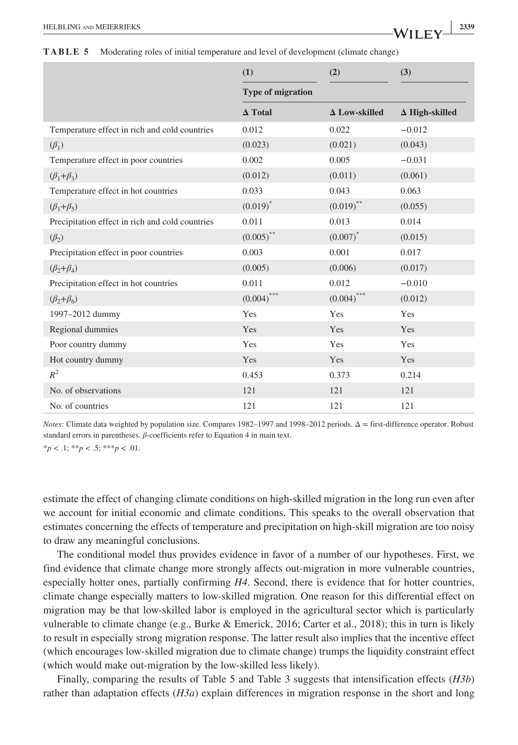**TABLE 5** Moderating roles of initial temperature and level of development (climate change)

| | (1) | (2) | (3) |
|---|---|---|---|
| | Type of migration | | |
| | Δ Total | Δ Low-skilled | Δ High-skilled |
| Temperature effect in rich and cold countries | 0.012 | 0.022 | −0.012 |
| ($\beta_1$) | (0.023) | (0.021) | (0.043) |
| Temperature effect in poor countries | 0.002 | 0.005 | −0.031 |
| ($\beta_1$+$\beta_3$) | (0.012) | (0.011) | (0.061) |
| Temperature effect in hot countries | 0.033 | 0.043 | 0.063 |
| ($\beta_1$+$\beta_5$) | (0.019)* | (0.019)** | (0.055) |
| Precipitation effect in rich and cold countries | 0.011 | 0.013 | 0.014 |
| ($\beta_2$) | (0.005)** | (0.007)* | (0.015) |
| Precipitation effect in poor countries | 0.003 | 0.001 | 0.017 |
| ($\beta_2$+$\beta_4$) | (0.005) | (0.006) | (0.017) |
| Precipitation effect in hot countries | 0.011 | 0.012 | −0.010 |
| ($\beta_2$+$\beta_6$) | (0.004)*** | (0.004)*** | (0.012) |
| 1997–2012 dummy | Yes | Yes | Yes |
| Regional dummies | Yes | Yes | Yes |
| Poor country dummy | Yes | Yes | Yes |
| Hot country dummy | Yes | Yes | Yes |
| $R^2$ | 0.453 | 0.373 | 0.214 |
| No. of observations | 121 | 121 | 121 |
| No. of countries | 121 | 121 | 121 |

*Notes:* Climate data weighted by population size. Compares 1982–1997 and 1998–2012 periods. Δ = first-difference operator. Robust standard errors in parentheses. β-coefficients refer to Equation 4 in main text.

*p < .1; **p < .5; ***p < .01.

estimate the effect of changing climate conditions on high-skilled migration in the long run even after we account for initial economic and climate conditions. This speaks to the overall observation that estimates concerning the effects of temperature and precipitation on high-skill migration are too noisy to draw any meaningful conclusions.

The conditional model thus provides evidence in favor of a number of our hypotheses. First, we find evidence that climate change more strongly affects out-migration in more vulnerable countries, especially hotter ones, partially confirming *H4*. Second, there is evidence that for hotter countries, climate change especially matters to low-skilled migration. One reason for this differential effect on migration may be that low-skilled labor is employed in the agricultural sector which is particularly vulnerable to climate change (e.g., Burke & Emerick, 2016; Carter et al., 2018); this in turn is likely to result in especially strong migration response. The latter result also implies that the incentive effect (which encourages low-skilled migration due to climate change) trumps the liquidity constraint effect (which would make out-migration by the low-skilled less likely).

Finally, comparing the results of Table 5 and Table 3 suggests that intensification effects (*H3b*) rather than adaptation effects (*H3a*) explain differences in migration response in the short and long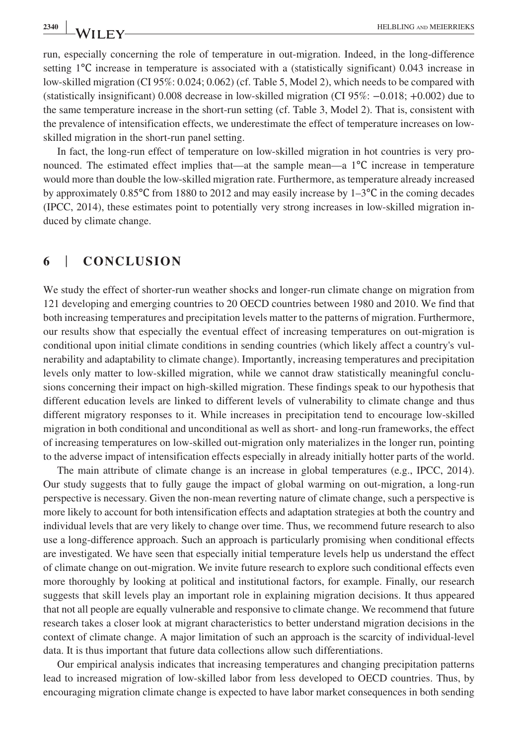run, especially concerning the role of temperature in out-migration. Indeed, in the long-difference setting 1°C increase in temperature is associated with a (statistically significant) 0.043 increase in low-skilled migration (CI 95%: 0.024; 0.062) (cf. Table 5, Model 2), which needs to be compared with (statistically insignificant) 0.008 decrease in low-skilled migration (CI 95%: −0.018; +0.002) due to the same temperature increase in the short-run setting (cf. Table 3, Model 2). That is, consistent with the prevalence of intensification effects, we underestimate the effect of temperature increases on low-skilled migration in the short-run panel setting.

In fact, the long-run effect of temperature on low-skilled migration in hot countries is very pronounced. The estimated effect implies that—at the sample mean—a 1°C increase in temperature would more than double the low-skilled migration rate. Furthermore, as temperature already increased by approximately 0.85°C from 1880 to 2012 and may easily increase by 1–3°C in the coming decades (IPCC, 2014), these estimates point to potentially very strong increases in low-skilled migration induced by climate change.

## 6 | CONCLUSION

We study the effect of shorter-run weather shocks and longer-run climate change on migration from 121 developing and emerging countries to 20 OECD countries between 1980 and 2010. We find that both increasing temperatures and precipitation levels matter to the patterns of migration. Furthermore, our results show that especially the eventual effect of increasing temperatures on out-migration is conditional upon initial climate conditions in sending countries (which likely affect a country's vulnerability and adaptability to climate change). Importantly, increasing temperatures and precipitation levels only matter to low-skilled migration, while we cannot draw statistically meaningful conclusions concerning their impact on high-skilled migration. These findings speak to our hypothesis that different education levels are linked to different levels of vulnerability to climate change and thus different migratory responses to it. While increases in precipitation tend to encourage low-skilled migration in both conditional and unconditional as well as short- and long-run frameworks, the effect of increasing temperatures on low-skilled out-migration only materializes in the longer run, pointing to the adverse impact of intensification effects especially in already initially hotter parts of the world.

The main attribute of climate change is an increase in global temperatures (e.g., IPCC, 2014). Our study suggests that to fully gauge the impact of global warming on out-migration, a long-run perspective is necessary. Given the non-mean reverting nature of climate change, such a perspective is more likely to account for both intensification effects and adaptation strategies at both the country and individual levels that are very likely to change over time. Thus, we recommend future research to also use a long-difference approach. Such an approach is particularly promising when conditional effects are investigated. We have seen that especially initial temperature levels help us understand the effect of climate change on out-migration. We invite future research to explore such conditional effects even more thoroughly by looking at political and institutional factors, for example. Finally, our research suggests that skill levels play an important role in explaining migration decisions. It thus appeared that not all people are equally vulnerable and responsive to climate change. We recommend that future research takes a closer look at migrant characteristics to better understand migration decisions in the context of climate change. A major limitation of such an approach is the scarcity of individual-level data. It is thus important that future data collections allow such differentiations.

Our empirical analysis indicates that increasing temperatures and changing precipitation patterns lead to increased migration of low-skilled labor from less developed to OECD countries. Thus, by encouraging migration climate change is expected to have labor market consequences in both sending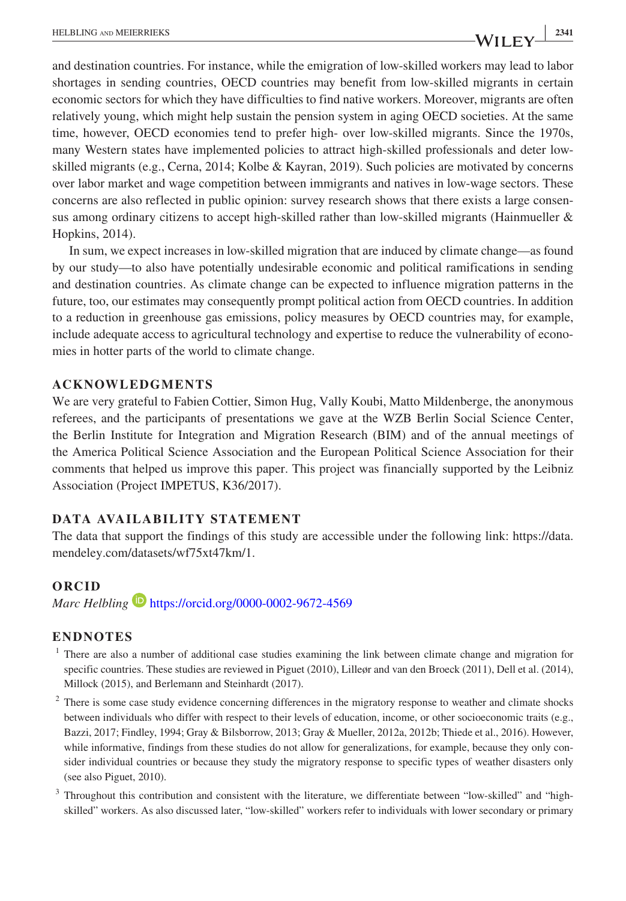and destination countries. For instance, while the emigration of low-skilled workers may lead to labor shortages in sending countries, OECD countries may benefit from low-skilled migrants in certain economic sectors for which they have difficulties to find native workers. Moreover, migrants are often relatively young, which might help sustain the pension system in aging OECD societies. At the same time, however, OECD economies tend to prefer high- over low-skilled migrants. Since the 1970s, many Western states have implemented policies to attract high-skilled professionals and deter low-skilled migrants (e.g., Cerna, 2014; Kolbe & Kayran, 2019). Such policies are motivated by concerns over labor market and wage competition between immigrants and natives in low-wage sectors. These concerns are also reflected in public opinion: survey research shows that there exists a large consensus among ordinary citizens to accept high-skilled rather than low-skilled migrants (Hainmueller & Hopkins, 2014).

In sum, we expect increases in low-skilled migration that are induced by climate change—as found by our study—to also have potentially undesirable economic and political ramifications in sending and destination countries. As climate change can be expected to influence migration patterns in the future, too, our estimates may consequently prompt political action from OECD countries. In addition to a reduction in greenhouse gas emissions, policy measures by OECD countries may, for example, include adequate access to agricultural technology and expertise to reduce the vulnerability of economies in hotter parts of the world to climate change.

## ACKNOWLEDGMENTS

We are very grateful to Fabien Cottier, Simon Hug, Vally Koubi, Matto Mildenberge, the anonymous referees, and the participants of presentations we gave at the WZB Berlin Social Science Center, the Berlin Institute for Integration and Migration Research (BIM) and of the annual meetings of the America Political Science Association and the European Political Science Association for their comments that helped us improve this paper. This project was financially supported by the Leibniz Association (Project IMPETUS, K36/2017).

## DATA AVAILABILITY STATEMENT

The data that support the findings of this study are accessible under the following link: https://data.mendeley.com/datasets/wf75xt47km/1.

## ORCID

*Marc Helbling* https://orcid.org/0000-0002-9672-4569

## ENDNOTES

[1] There are also a number of additional case studies examining the link between climate change and migration for specific countries. These studies are reviewed in Piguet (2010), Lilleør and van den Broeck (2011), Dell et al. (2014), Millock (2015), and Berlemann and Steinhardt (2017).

[2] There is some case study evidence concerning differences in the migratory response to weather and climate shocks between individuals who differ with respect to their levels of education, income, or other socioeconomic traits (e.g., Bazzi, 2017; Findley, 1994; Gray & Bilsborrow, 2013; Gray & Mueller, 2012a, 2012b; Thiede et al., 2016). However, while informative, findings from these studies do not allow for generalizations, for example, because they only consider individual countries or because they study the migratory response to specific types of weather disasters only (see also Piguet, 2010).

[3] Throughout this contribution and consistent with the literature, we differentiate between "low-skilled" and "high-skilled" workers. As also discussed later, "low-skilled" workers refer to individuals with lower secondary or primary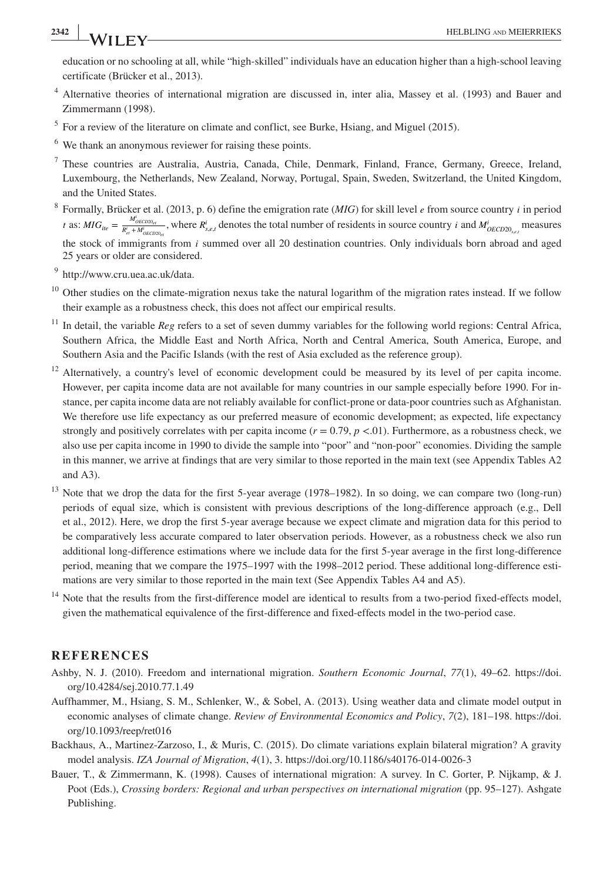education or no schooling at all, while "high-skilled" individuals have an education higher than a high-school leaving certificate (Brücker et al., 2013).

[4] Alternative theories of international migration are discussed in, inter alia, Massey et al. (1993) and Bauer and Zimmermann (1998).

[5] For a review of the literature on climate and conflict, see Burke, Hsiang, and Miguel (2015).

[6] We thank an anonymous reviewer for raising these points.

[7] These countries are Australia, Austria, Canada, Chile, Denmark, Finland, France, Germany, Greece, Ireland, Luxembourg, the Netherlands, New Zealand, Norway, Portugal, Spain, Sweden, Switzerland, the United Kingdom, and the United States.

[8] Formally, Brücker et al. (2013, p. 6) define the emigration rate (*MIG*) for skill level $e$ from source country $i$ in period $t$ as: $MIG_{ite} = \frac{M^i_{OECD20_{et}}}{R^i_{et} + M^i_{OECD20_{et}}}$, where $R^i_{s,e,t}$ denotes the total number of residents in source country $i$ and $M^i_{OECD20_{s,e,t}}$ measures the stock of immigrants from $i$ summed over all 20 destination countries. Only individuals born abroad and aged 25 years or older are considered.

[9] http://www.cru.uea.ac.uk/data.

[10] Other studies on the climate-migration nexus take the natural logarithm of the migration rates instead. If we follow their example as a robustness check, this does not affect our empirical results.

[11] In detail, the variable *Reg* refers to a set of seven dummy variables for the following world regions: Central Africa, Southern Africa, the Middle East and North Africa, North and Central America, South America, Europe, and Southern Asia and the Pacific Islands (with the rest of Asia excluded as the reference group).

[12] Alternatively, a country's level of economic development could be measured by its level of per capita income. However, per capita income data are not available for many countries in our sample especially before 1990. For instance, per capita income data are not reliably available for conflict-prone or data-poor countries such as Afghanistan. We therefore use life expectancy as our preferred measure of economic development; as expected, life expectancy strongly and positively correlates with per capita income ($r = 0.79$, $p < .01$). Furthermore, as a robustness check, we also use per capita income in 1990 to divide the sample into "poor" and "non-poor" economies. Dividing the sample in this manner, we arrive at findings that are very similar to those reported in the main text (see Appendix Tables A2 and A3).

[13] Note that we drop the data for the first 5-year average (1978–1982). In so doing, we can compare two (long-run) periods of equal size, which is consistent with previous descriptions of the long-difference approach (e.g., Dell et al., 2012). Here, we drop the first 5-year average because we expect climate and migration data for this period to be comparatively less accurate compared to later observation periods. However, as a robustness check we also run additional long-difference estimations where we include data for the first 5-year average in the first long-difference period, meaning that we compare the 1975–1997 with the 1998–2012 period. These additional long-difference estimations are very similar to those reported in the main text (See Appendix Tables A4 and A5).

[14] Note that the results from the first-difference model are identical to results from a two-period fixed-effects model, given the mathematical equivalence of the first-difference and fixed-effects model in the two-period case.

## REFERENCES

Ashby, N. J. (2010). Freedom and international migration. *Southern Economic Journal*, *77*(1), 49–62. https://doi.org/10.4284/sej.2010.77.1.49

Auffhammer, M., Hsiang, S. M., Schlenker, W., & Sobel, A. (2013). Using weather data and climate model output in economic analyses of climate change. *Review of Environmental Economics and Policy*, *7*(2), 181–198. https://doi.org/10.1093/reep/ret016

Backhaus, A., Martinez-Zarzoso, I., & Muris, C. (2015). Do climate variations explain bilateral migration? A gravity model analysis. *IZA Journal of Migration*, *4*(1), 3. https://doi.org/10.1186/s40176-014-0026-3

Bauer, T., & Zimmermann, K. (1998). Causes of international migration: A survey. In C. Gorter, P. Nijkamp, & J. Poot (Eds.), *Crossing borders: Regional and urban perspectives on international migration* (pp. 95–127). Ashgate Publishing.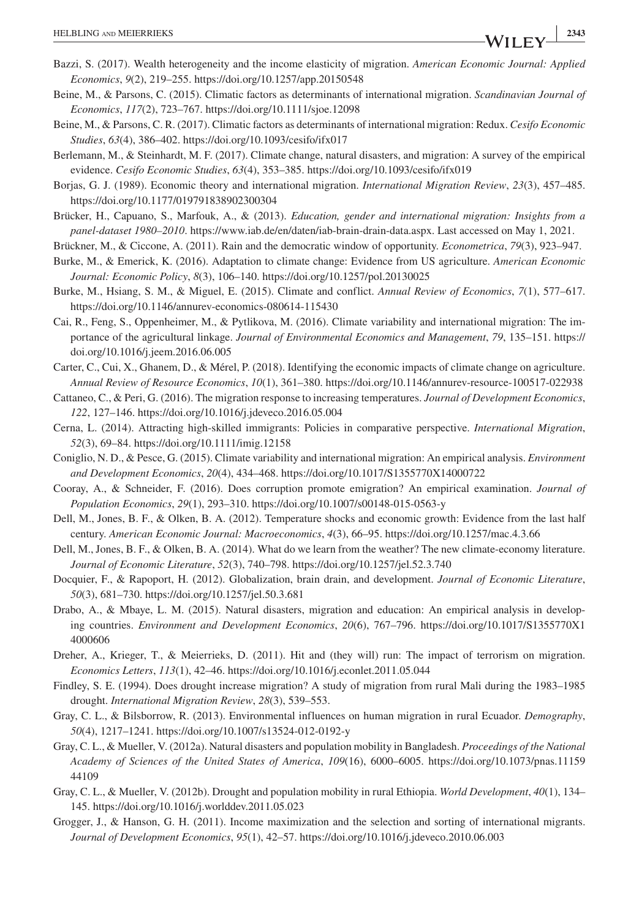Bazzi, S. (2017). Wealth heterogeneity and the income elasticity of migration. *American Economic Journal: Applied Economics*, *9*(2), 219–255. https://doi.org/10.1257/app.20150548

Beine, M., & Parsons, C. (2015). Climatic factors as determinants of international migration. *Scandinavian Journal of Economics*, *117*(2), 723–767. https://doi.org/10.1111/sjoe.12098

Beine, M., & Parsons, C. R. (2017). Climatic factors as determinants of international migration: Redux. *Cesifo Economic Studies*, *63*(4), 386–402. https://doi.org/10.1093/cesifo/ifx017

Berlemann, M., & Steinhardt, M. F. (2017). Climate change, natural disasters, and migration: A survey of the empirical evidence. *Cesifo Economic Studies*, *63*(4), 353–385. https://doi.org/10.1093/cesifo/ifx019

Borjas, G. J. (1989). Economic theory and international migration. *International Migration Review*, *23*(3), 457–485. https://doi.org/10.1177/019791838902300304

Brücker, H., Capuano, S., Marfouk, A., & (2013). *Education, gender and international migration: Insights from a panel-dataset 1980–2010*. https://www.iab.de/en/daten/iab-brain-drain-data.aspx. Last accessed on May 1, 2021.

Brückner, M., & Ciccone, A. (2011). Rain and the democratic window of opportunity. *Econometrica*, *79*(3), 923–947.

Burke, M., & Emerick, K. (2016). Adaptation to climate change: Evidence from US agriculture. *American Economic Journal: Economic Policy*, *8*(3), 106–140. https://doi.org/10.1257/pol.20130025

Burke, M., Hsiang, S. M., & Miguel, E. (2015). Climate and conflict. *Annual Review of Economics*, *7*(1), 577–617. https://doi.org/10.1146/annurev-economics-080614-115430

Cai, R., Feng, S., Oppenheimer, M., & Pytlikova, M. (2016). Climate variability and international migration: The importance of the agricultural linkage. *Journal of Environmental Economics and Management*, *79*, 135–151. https://doi.org/10.1016/j.jeem.2016.06.005

Carter, C., Cui, X., Ghanem, D., & Mérel, P. (2018). Identifying the economic impacts of climate change on agriculture. *Annual Review of Resource Economics*, *10*(1), 361–380. https://doi.org/10.1146/annurev-resource-100517-022938

Cattaneo, C., & Peri, G. (2016). The migration response to increasing temperatures. *Journal of Development Economics*, *122*, 127–146. https://doi.org/10.1016/j.jdeveco.2016.05.004

Cerna, L. (2014). Attracting high-skilled immigrants: Policies in comparative perspective. *International Migration*, *52*(3), 69–84. https://doi.org/10.1111/imig.12158

Coniglio, N. D., & Pesce, G. (2015). Climate variability and international migration: An empirical analysis. *Environment and Development Economics*, *20*(4), 434–468. https://doi.org/10.1017/S1355770X14000722

Cooray, A., & Schneider, F. (2016). Does corruption promote emigration? An empirical examination. *Journal of Population Economics*, *29*(1), 293–310. https://doi.org/10.1007/s00148-015-0563-y

Dell, M., Jones, B. F., & Olken, B. A. (2012). Temperature shocks and economic growth: Evidence from the last half century. *American Economic Journal: Macroeconomics*, *4*(3), 66–95. https://doi.org/10.1257/mac.4.3.66

Dell, M., Jones, B. F., & Olken, B. A. (2014). What do we learn from the weather? The new climate-economy literature. *Journal of Economic Literature*, *52*(3), 740–798. https://doi.org/10.1257/jel.52.3.740

Docquier, F., & Rapoport, H. (2012). Globalization, brain drain, and development. *Journal of Economic Literature*, *50*(3), 681–730. https://doi.org/10.1257/jel.50.3.681

Drabo, A., & Mbaye, L. M. (2015). Natural disasters, migration and education: An empirical analysis in developing countries. *Environment and Development Economics*, *20*(6), 767–796. https://doi.org/10.1017/S1355770X14000606

Dreher, A., Krieger, T., & Meierrieks, D. (2011). Hit and (they will) run: The impact of terrorism on migration. *Economics Letters*, *113*(1), 42–46. https://doi.org/10.1016/j.econlet.2011.05.044

Findley, S. E. (1994). Does drought increase migration? A study of migration from rural Mali during the 1983–1985 drought. *International Migration Review*, *28*(3), 539–553.

Gray, C. L., & Bilsborrow, R. (2013). Environmental influences on human migration in rural Ecuador. *Demography*, *50*(4), 1217–1241. https://doi.org/10.1007/s13524-012-0192-y

Gray, C. L., & Mueller, V. (2012a). Natural disasters and population mobility in Bangladesh. *Proceedings of the National Academy of Sciences of the United States of America*, *109*(16), 6000–6005. https://doi.org/10.1073/pnas.1115944109

Gray, C. L., & Mueller, V. (2012b). Drought and population mobility in rural Ethiopia. *World Development*, *40*(1), 134–145. https://doi.org/10.1016/j.worlddev.2011.05.023

Grogger, J., & Hanson, G. H. (2011). Income maximization and the selection and sorting of international migrants. *Journal of Development Economics*, *95*(1), 42–57. https://doi.org/10.1016/j.jdeveco.2010.06.003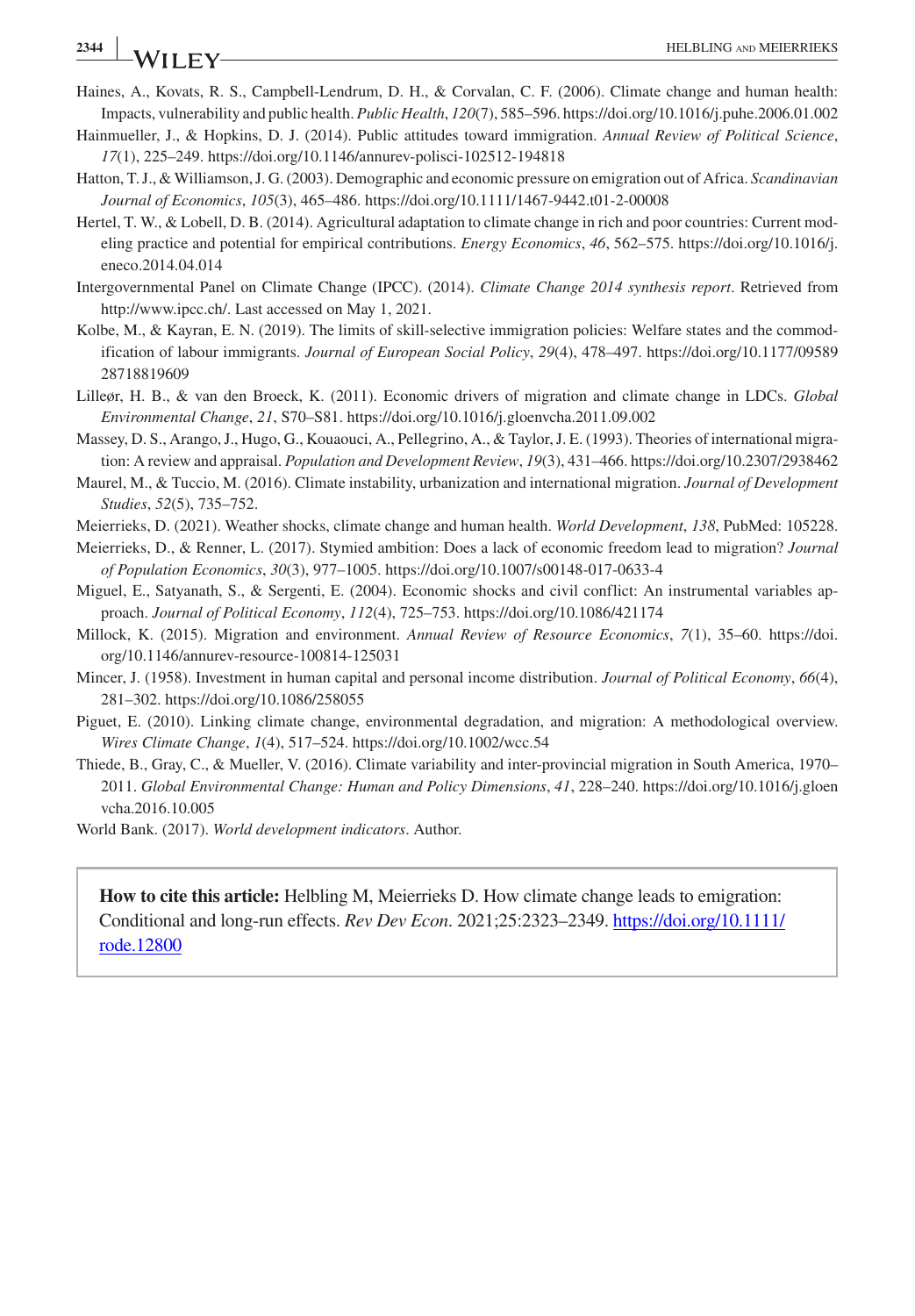Haines, A., Kovats, R. S., Campbell-Lendrum, D. H., & Corvalan, C. F. (2006). Climate change and human health: Impacts, vulnerability and public health. *Public Health*, *120*(7), 585–596. https://doi.org/10.1016/j.puhe.2006.01.002

Hainmueller, J., & Hopkins, D. J. (2014). Public attitudes toward immigration. *Annual Review of Political Science*, *17*(1), 225–249. https://doi.org/10.1146/annurev-polisci-102512-194818

Hatton, T. J., & Williamson, J. G. (2003). Demographic and economic pressure on emigration out of Africa. *Scandinavian Journal of Economics*, *105*(3), 465–486. https://doi.org/10.1111/1467-9442.t01-2-00008

Hertel, T. W., & Lobell, D. B. (2014). Agricultural adaptation to climate change in rich and poor countries: Current modeling practice and potential for empirical contributions. *Energy Economics*, *46*, 562–575. https://doi.org/10.1016/j.eneco.2014.04.014

Intergovernmental Panel on Climate Change (IPCC). (2014). *Climate Change 2014 synthesis report*. Retrieved from http://www.ipcc.ch/. Last accessed on May 1, 2021.

Kolbe, M., & Kayran, E. N. (2019). The limits of skill-selective immigration policies: Welfare states and the commodification of labour immigrants. *Journal of European Social Policy*, *29*(4), 478–497. https://doi.org/10.1177/0958928718819609

Lilleør, H. B., & van den Broeck, K. (2011). Economic drivers of migration and climate change in LDCs. *Global Environmental Change*, *21*, S70–S81. https://doi.org/10.1016/j.gloenvcha.2011.09.002

Massey, D. S., Arango, J., Hugo, G., Kouaouci, A., Pellegrino, A., & Taylor, J. E. (1993). Theories of international migration: A review and appraisal. *Population and Development Review*, *19*(3), 431–466. https://doi.org/10.2307/2938462

Maurel, M., & Tuccio, M. (2016). Climate instability, urbanization and international migration. *Journal of Development Studies*, *52*(5), 735–752.

Meierrieks, D. (2021). Weather shocks, climate change and human health. *World Development*, *138*, PubMed: 105228.

Meierrieks, D., & Renner, L. (2017). Stymied ambition: Does a lack of economic freedom lead to migration? *Journal of Population Economics*, *30*(3), 977–1005. https://doi.org/10.1007/s00148-017-0633-4

Miguel, E., Satyanath, S., & Sergenti, E. (2004). Economic shocks and civil conflict: An instrumental variables approach. *Journal of Political Economy*, *112*(4), 725–753. https://doi.org/10.1086/421174

Millock, K. (2015). Migration and environment. *Annual Review of Resource Economics*, *7*(1), 35–60. https://doi.org/10.1146/annurev-resource-100814-125031

Mincer, J. (1958). Investment in human capital and personal income distribution. *Journal of Political Economy*, *66*(4), 281–302. https://doi.org/10.1086/258055

Piguet, E. (2010). Linking climate change, environmental degradation, and migration: A methodological overview. *Wires Climate Change*, *1*(4), 517–524. https://doi.org/10.1002/wcc.54

Thiede, B., Gray, C., & Mueller, V. (2016). Climate variability and inter-provincial migration in South America, 1970–2011. *Global Environmental Change: Human and Policy Dimensions*, *41*, 228–240. https://doi.org/10.1016/j.gloenvcha.2016.10.005

World Bank. (2017). *World development indicators*. Author.

**How to cite this article:** Helbling M, Meierrieks D. How climate change leads to emigration: Conditional and long-run effects. *Rev Dev Econ*. 2021;25:2323–2349. https://doi.org/10.1111/rode.12800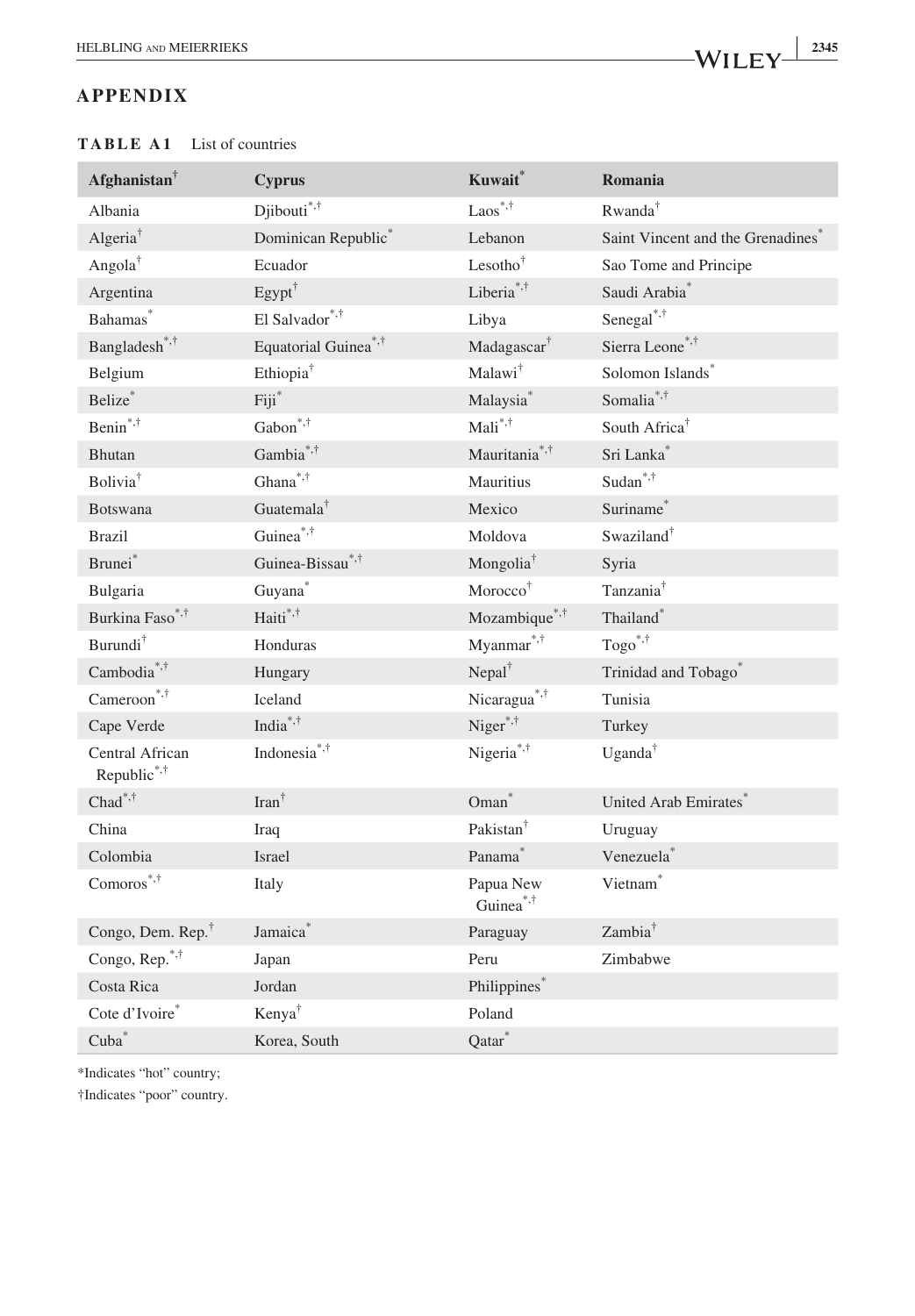## APPENDIX

**TABLE A1** List of countries

| Afghanistan† | Cyprus | Kuwait* | Romania |
|---|---|---|---|
| Albania | Djibouti*,† | Laos*,† | Rwanda† |
| Algeria† | Dominican Republic* | Lebanon | Saint Vincent and the Grenadines* |
| Angola† | Ecuador | Lesotho† | Sao Tome and Principe |
| Argentina | Egypt† | Liberia*,† | Saudi Arabia* |
| Bahamas* | El Salvador*,† | Libya | Senegal*,† |
| Bangladesh*,† | Equatorial Guinea*,† | Madagascar† | Sierra Leone*,† |
| Belgium | Ethiopia† | Malawi† | Solomon Islands* |
| Belize* | Fiji* | Malaysia* | Somalia*,† |
| Benin*,† | Gabon*,† | Mali*,† | South Africa† |
| Bhutan | Gambia*,† | Mauritania*,† | Sri Lanka* |
| Bolivia† | Ghana*,† | Mauritius | Sudan*,† |
| Botswana | Guatemala† | Mexico | Suriname* |
| Brazil | Guinea*,† | Moldova | Swaziland† |
| Brunei* | Guinea-Bissau*,† | Mongolia† | Syria |
| Bulgaria | Guyana* | Morocco† | Tanzania† |
| Burkina Faso*,† | Haiti*,† | Mozambique*,† | Thailand* |
| Burundi† | Honduras | Myanmar*,† | Togo*,† |
| Cambodia*,† | Hungary | Nepal† | Trinidad and Tobago* |
| Cameroon*,† | Iceland | Nicaragua*,† | Tunisia |
| Cape Verde | India*,† | Niger*,† | Turkey |
| Central African Republic*,† | Indonesia*,† | Nigeria*,† | Uganda† |
| Chad*,† | Iran† | Oman* | United Arab Emirates* |
| China | Iraq | Pakistan† | Uruguay |
| Colombia | Israel | Panama* | Venezuela* |
| Comoros*,† | Italy | Papua New Guinea*,† | Vietnam* |
| Congo, Dem. Rep.† | Jamaica* | Paraguay | Zambia† |
| Congo, Rep.*,† | Japan | Peru | Zimbabwe |
| Costa Rica | Jordan | Philippines* | |
| Cote d'Ivoire* | Kenya† | Poland | |
| Cuba* | Korea, South | Qatar* | |

*Indicates "hot" country;

†Indicates "poor" country.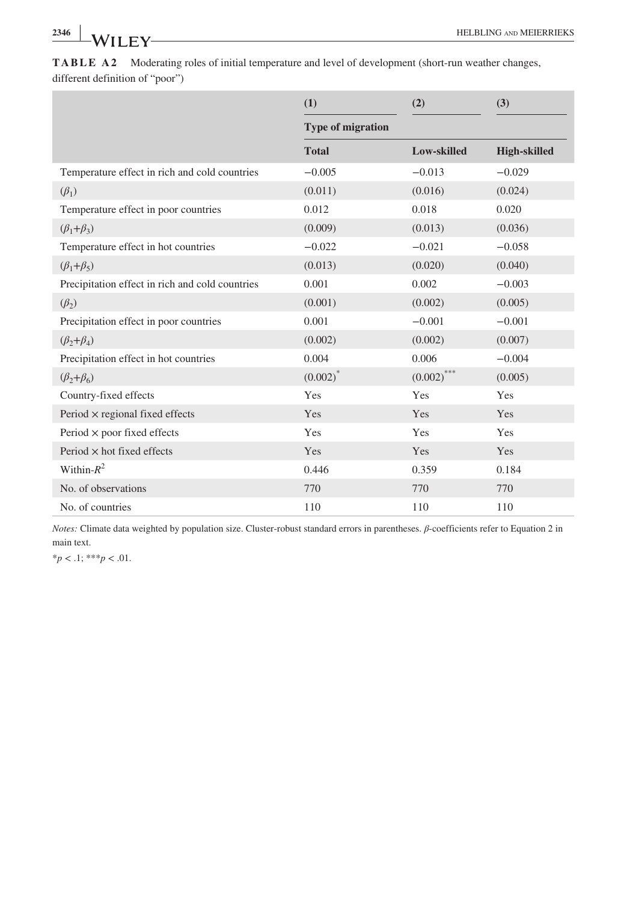**TABLE A2** Moderating roles of initial temperature and level of development (short-run weather changes, different definition of "poor")

| | (1) | (2) | (3) |
|---|---|---|---|
| | Type of migration | | |
| | **Total** | **Low-skilled** | **High-skilled** |
| Temperature effect in rich and cold countries | −0.005 | −0.013 | −0.029 |
| ($\beta_1$) | (0.011) | (0.016) | (0.024) |
| Temperature effect in poor countries | 0.012 | 0.018 | 0.020 |
| ($\beta_1$+$\beta_3$) | (0.009) | (0.013) | (0.036) |
| Temperature effect in hot countries | −0.022 | −0.021 | −0.058 |
| ($\beta_1$+$\beta_5$) | (0.013) | (0.020) | (0.040) |
| Precipitation effect in rich and cold countries | 0.001 | 0.002 | −0.003 |
| ($\beta_2$) | (0.001) | (0.002) | (0.005) |
| Precipitation effect in poor countries | 0.001 | −0.001 | −0.001 |
| ($\beta_2$+$\beta_4$) | (0.002) | (0.002) | (0.007) |
| Precipitation effect in hot countries | 0.004 | 0.006 | −0.004 |
| ($\beta_2$+$\beta_6$) | (0.002)* | (0.002)*** | (0.005) |
| Country-fixed effects | Yes | Yes | Yes |
| Period × regional fixed effects | Yes | Yes | Yes |
| Period × poor fixed effects | Yes | Yes | Yes |
| Period × hot fixed effects | Yes | Yes | Yes |
| Within-$R^2$ | 0.446 | 0.359 | 0.184 |
| No. of observations | 770 | 770 | 770 |
| No. of countries | 110 | 110 | 110 |

*Notes:* Climate data weighted by population size. Cluster-robust standard errors in parentheses. $\beta$-coefficients refer to Equation 2 in main text.

*$p < .1$; ***$p < .01$.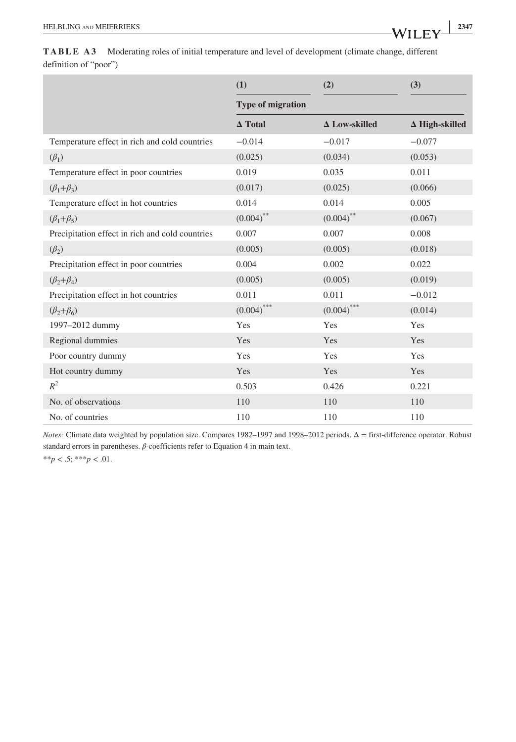**TABLE A3** Moderating roles of initial temperature and level of development (climate change, different definition of "poor")

| | (1) | (2) | (3) |
|---|---|---|---|
| | Type of migration | | |
| | Δ Total | Δ Low-skilled | Δ High-skilled |
| Temperature effect in rich and cold countries | −0.014 | −0.017 | −0.077 |
| ($\beta_1$) | (0.025) | (0.034) | (0.053) |
| Temperature effect in poor countries | 0.019 | 0.035 | 0.011 |
| ($\beta_1$+$\beta_3$) | (0.017) | (0.025) | (0.066) |
| Temperature effect in hot countries | 0.014 | 0.014 | 0.005 |
| ($\beta_1$+$\beta_5$) | (0.004)** | (0.004)** | (0.067) |
| Precipitation effect in rich and cold countries | 0.007 | 0.007 | 0.008 |
| ($\beta_2$) | (0.005) | (0.005) | (0.018) |
| Precipitation effect in poor countries | 0.004 | 0.002 | 0.022 |
| ($\beta_2$+$\beta_4$) | (0.005) | (0.005) | (0.019) |
| Precipitation effect in hot countries | 0.011 | 0.011 | −0.012 |
| ($\beta_2$+$\beta_6$) | (0.004)*** | (0.004)*** | (0.014) |
| 1997–2012 dummy | Yes | Yes | Yes |
| Regional dummies | Yes | Yes | Yes |
| Poor country dummy | Yes | Yes | Yes |
| Hot country dummy | Yes | Yes | Yes |
| $R^2$ | 0.503 | 0.426 | 0.221 |
| No. of observations | 110 | 110 | 110 |
| No. of countries | 110 | 110 | 110 |

*Notes:* Climate data weighted by population size. Compares 1982–1997 and 1998–2012 periods. Δ = first-difference operator. Robust standard errors in parentheses. $\beta$-coefficients refer to Equation 4 in main text.

**$p < .5$; ***$p < .01$.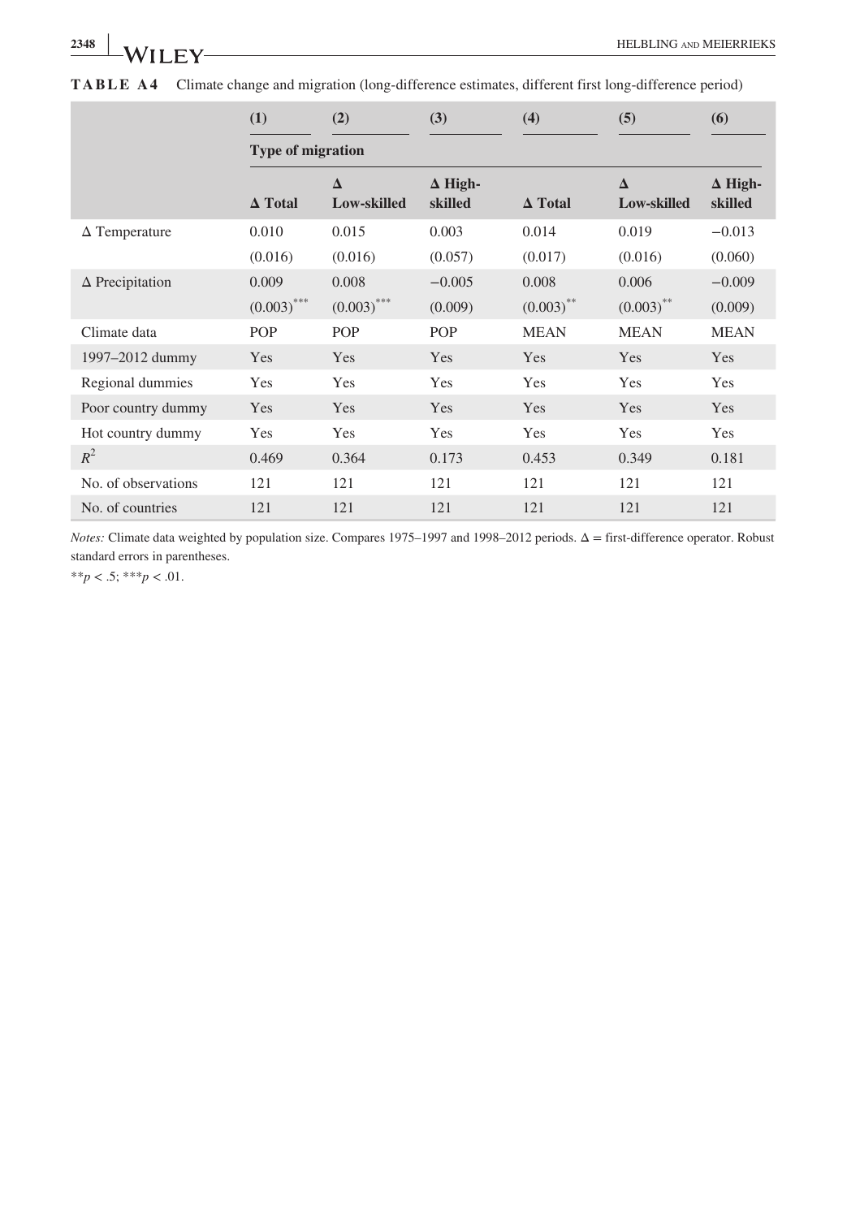**TABLE A4** Climate change and migration (long-difference estimates, different first long-difference period)

| | (1) | (2) | (3) | (4) | (5) | (6) |
|---|---|---|---|---|---|---|
| | **Type of migration** | | | | | |
| | **Δ Total** | **Δ Low-skilled** | **Δ High-skilled** | **Δ Total** | **Δ Low-skilled** | **Δ High-skilled** |
| Δ Temperature | 0.010 | 0.015 | 0.003 | 0.014 | 0.019 | −0.013 |
| | (0.016) | (0.016) | (0.057) | (0.017) | (0.016) | (0.060) |
| Δ Precipitation | 0.009 | 0.008 | −0.005 | 0.008 | 0.006 | −0.009 |
| | (0.003)*** | (0.003)*** | (0.009) | (0.003)** | (0.003)** | (0.009) |
| Climate data | POP | POP | POP | MEAN | MEAN | MEAN |
| 1997–2012 dummy | Yes | Yes | Yes | Yes | Yes | Yes |
| Regional dummies | Yes | Yes | Yes | Yes | Yes | Yes |
| Poor country dummy | Yes | Yes | Yes | Yes | Yes | Yes |
| Hot country dummy | Yes | Yes | Yes | Yes | Yes | Yes |
| $R^2$ | 0.469 | 0.364 | 0.173 | 0.453 | 0.349 | 0.181 |
| No. of observations | 121 | 121 | 121 | 121 | 121 | 121 |
| No. of countries | 121 | 121 | 121 | 121 | 121 | 121 |

*Notes:* Climate data weighted by population size. Compares 1975–1997 and 1998–2012 periods. Δ = first-difference operator. Robust standard errors in parentheses.

$^{**}p < .5$; $^{***}p < .01$.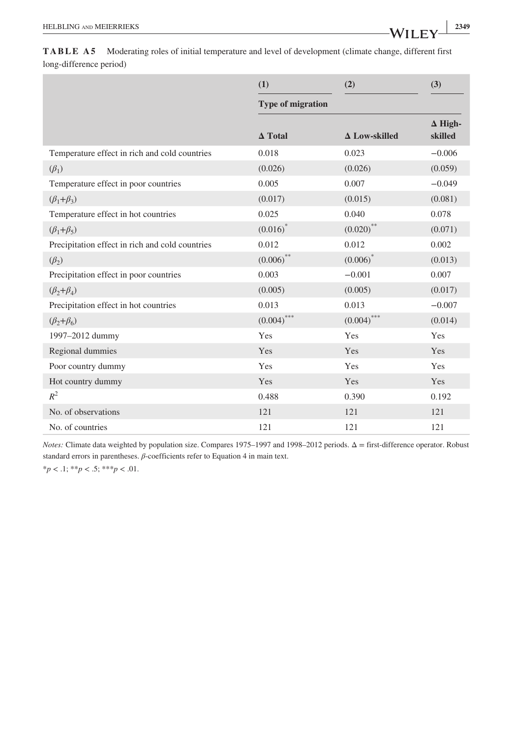**TABLE A5** Moderating roles of initial temperature and level of development (climate change, different first long-difference period)

| | (1) | (2) | (3) |
|---|---|---|---|
| | Type of migration | | |
| | Δ Total | Δ Low-skilled | Δ High-skilled |
| Temperature effect in rich and cold countries | 0.018 | 0.023 | −0.006 |
| ($\beta_1$) | (0.026) | (0.026) | (0.059) |
| Temperature effect in poor countries | 0.005 | 0.007 | −0.049 |
| ($\beta_1$+$\beta_3$) | (0.017) | (0.015) | (0.081) |
| Temperature effect in hot countries | 0.025 | 0.040 | 0.078 |
| ($\beta_1$+$\beta_5$) | (0.016)* | (0.020)** | (0.071) |
| Precipitation effect in rich and cold countries | 0.012 | 0.012 | 0.002 |
| ($\beta_2$) | (0.006)** | (0.006)* | (0.013) |
| Precipitation effect in poor countries | 0.003 | −0.001 | 0.007 |
| ($\beta_2$+$\beta_4$) | (0.005) | (0.005) | (0.017) |
| Precipitation effect in hot countries | 0.013 | 0.013 | −0.007 |
| ($\beta_2$+$\beta_6$) | (0.004)*** | (0.004)*** | (0.014) |
| 1997–2012 dummy | Yes | Yes | Yes |
| Regional dummies | Yes | Yes | Yes |
| Poor country dummy | Yes | Yes | Yes |
| Hot country dummy | Yes | Yes | Yes |
| $R^2$ | 0.488 | 0.390 | 0.192 |
| No. of observations | 121 | 121 | 121 |
| No. of countries | 121 | 121 | 121 |

*Notes:* Climate data weighted by population size. Compares 1975–1997 and 1998–2012 periods. Δ = first-difference operator. Robust standard errors in parentheses. β-coefficients refer to Equation 4 in main text.

*$p < .1$; **$p < .5$; ***$p < .01$.